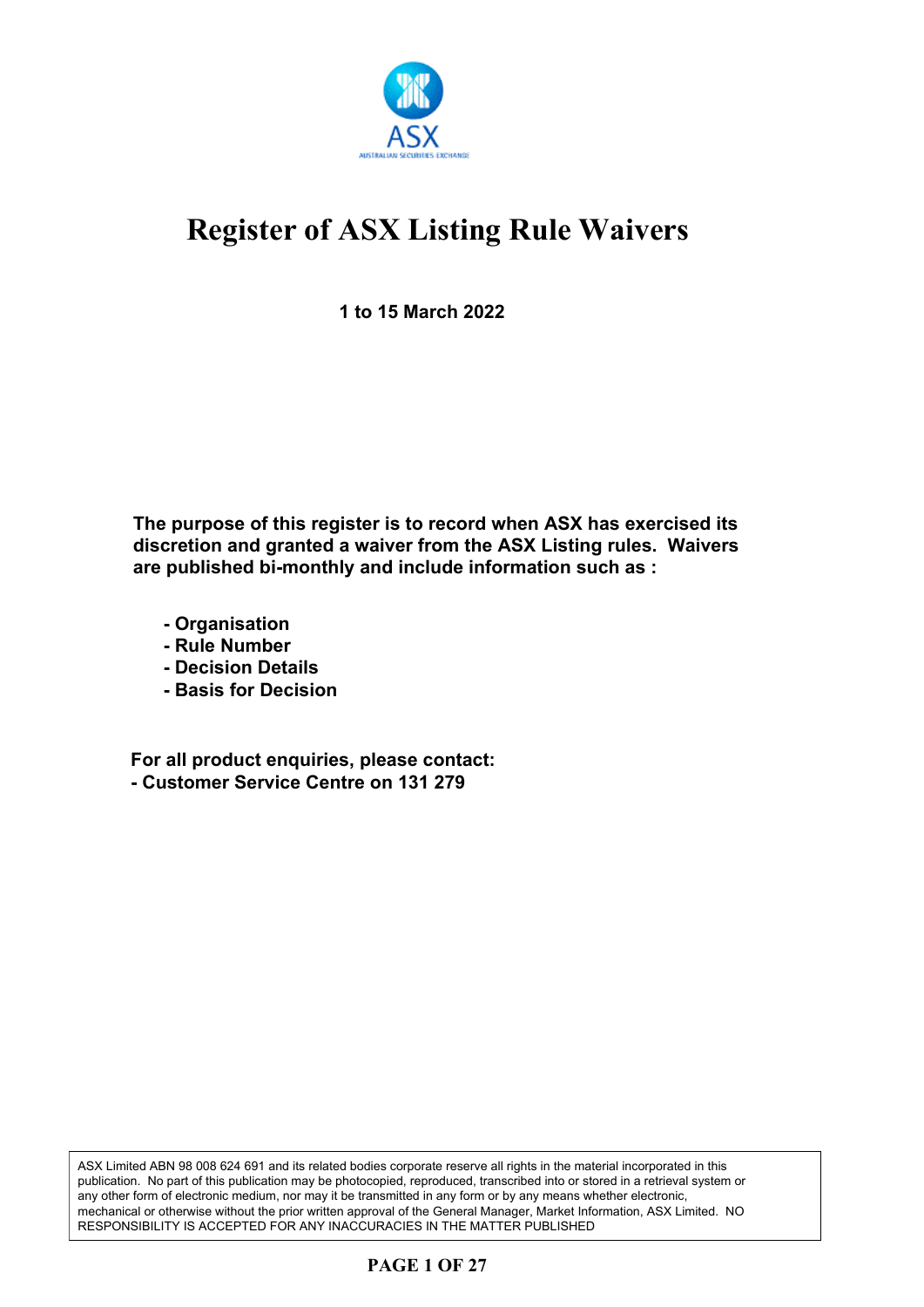# Register of ASX Listing Rule Waivers

**1 to 15 March 2022**

**The purpose of this register is to record when ASX has exercised its discretion and granted a waiver from the ASX Listing rules. Waivers are published bi-monthly and include information such as :**

- **Organisation**
- **Rule Number**
- **Decision Details**
- **Basis for Decision**

**For all product enquiries, please contact:**
**- Customer Service Centre on 131 279**

ASX Limited ABN 98 008 624 691 and its related bodies corporate reserve all rights in the material incorporated in this publication. No part of this publication may be photocopied, reproduced, transcribed into or stored in a retrieval system or any other form of electronic medium, nor may it be transmitted in any form or by any means whether electronic, mechanical or otherwise without the prior written approval of the General Manager, Market Information, ASX Limited. NO RESPONSIBILITY IS ACCEPTED FOR ANY INACCURACIES IN THE MATTER PUBLISHED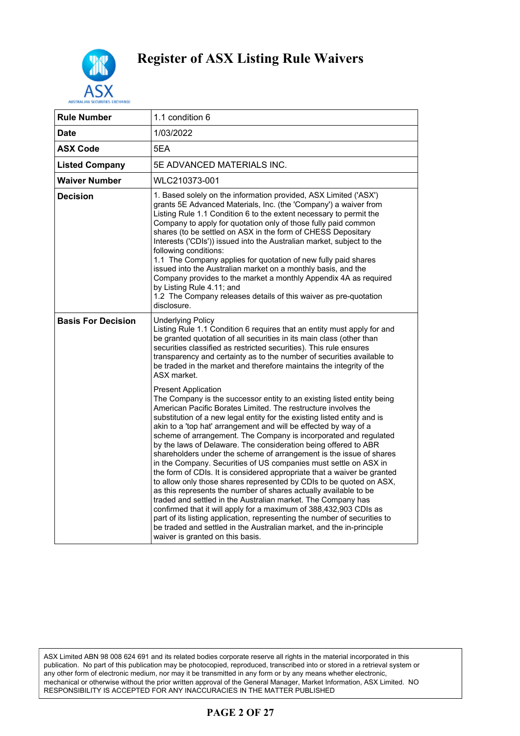# Register of ASX Listing Rule Waivers

| Rule Number | 1.1 condition 6 |
|---|---|
| Date | 1/03/2022 |
| ASX Code | 5EA |
| Listed Company | 5E ADVANCED MATERIALS INC. |
| Waiver Number | WLC210373-001 |
| Decision | 1. Based solely on the information provided, ASX Limited ('ASX') grants 5E Advanced Materials, Inc. (the 'Company') a waiver from Listing Rule 1.1 Condition 6 to the extent necessary to permit the Company to apply for quotation only of those fully paid common shares (to be settled on ASX in the form of CHESS Depositary Interests ('CDIs')) issued into the Australian market, subject to the following conditions:<br>1.1 The Company applies for quotation of new fully paid shares issued into the Australian market on a monthly basis, and the Company provides to the market a monthly Appendix 4A as required by Listing Rule 4.11; and<br>1.2 The Company releases details of this waiver as pre-quotation disclosure. |
| Basis For Decision | Underlying Policy<br>Listing Rule 1.1 Condition 6 requires that an entity must apply for and be granted quotation of all securities in its main class (other than securities classified as restricted securities). This rule ensures transparency and certainty as to the number of securities available to be traded in the market and therefore maintains the integrity of the ASX market.<br><br>Present Application<br>The Company is the successor entity to an existing listed entity being American Pacific Borates Limited. The restructure involves the substitution of a new legal entity for the existing listed entity and is akin to a 'top hat' arrangement and will be effected by way of a scheme of arrangement. The Company is incorporated and regulated by the laws of Delaware. The consideration being offered to ABR shareholders under the scheme of arrangement is the issue of shares in the Company. Securities of US companies must settle on ASX in the form of CDIs. It is considered appropriate that a waiver be granted to allow only those shares represented by CDIs to be quoted on ASX, as this represents the number of shares actually available to be traded and settled in the Australian market. The Company has confirmed that it will apply for a maximum of 388,432,903 CDIs as part of its listing application, representing the number of securities to be traded and settled in the Australian market, and the in-principle waiver is granted on this basis. |

ASX Limited ABN 98 008 624 691 and its related bodies corporate reserve all rights in the material incorporated in this publication. No part of this publication may be photocopied, reproduced, transcribed into or stored in a retrieval system or any other form of electronic medium, nor may it be transmitted in any form or by any means whether electronic, mechanical or otherwise without the prior written approval of the General Manager, Market Information, ASX Limited. NO RESPONSIBILITY IS ACCEPTED FOR ANY INACCURACIES IN THE MATTER PUBLISHED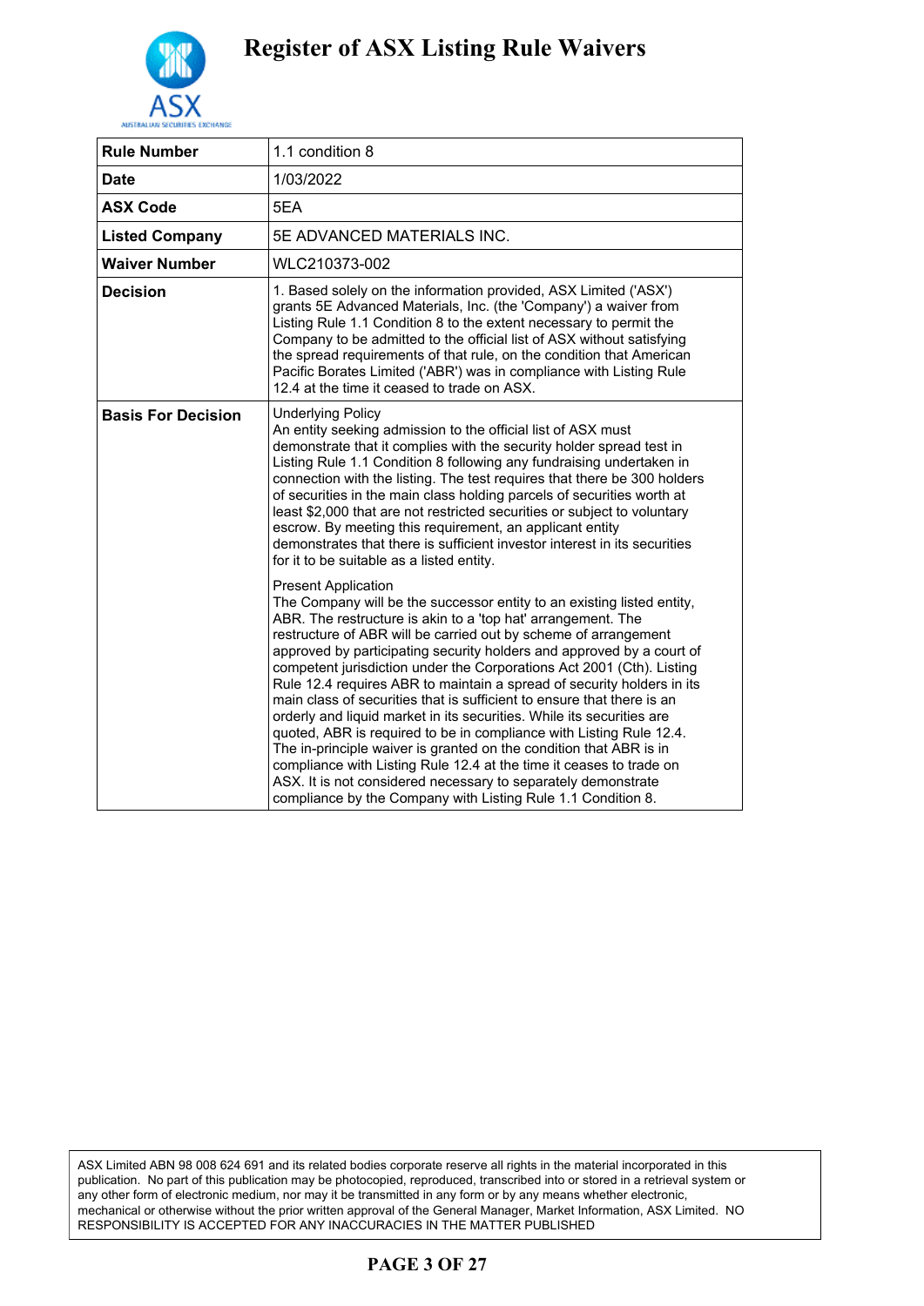# Register of ASX Listing Rule Waivers

| Rule Number | 1.1 condition 8 |
|---|---|
| Date | 1/03/2022 |
| ASX Code | 5EA |
| Listed Company | 5E ADVANCED MATERIALS INC. |
| Waiver Number | WLC210373-002 |
| Decision | 1. Based solely on the information provided, ASX Limited ('ASX') grants 5E Advanced Materials, Inc. (the 'Company') a waiver from Listing Rule 1.1 Condition 8 to the extent necessary to permit the Company to be admitted to the official list of ASX without satisfying the spread requirements of that rule, on the condition that American Pacific Borates Limited ('ABR') was in compliance with Listing Rule 12.4 at the time it ceased to trade on ASX. |
| Basis For Decision | Underlying Policy<br>An entity seeking admission to the official list of ASX must demonstrate that it complies with the security holder spread test in Listing Rule 1.1 Condition 8 following any fundraising undertaken in connection with the listing. The test requires that there be 300 holders of securities in the main class holding parcels of securities worth at least $2,000 that are not restricted securities or subject to voluntary escrow. By meeting this requirement, an applicant entity demonstrates that there is sufficient investor interest in its securities for it to be suitable as a listed entity.<br><br>Present Application<br>The Company will be the successor entity to an existing listed entity, ABR. The restructure is akin to a 'top hat' arrangement. The restructure of ABR will be carried out by scheme of arrangement approved by participating security holders and approved by a court of competent jurisdiction under the Corporations Act 2001 (Cth). Listing Rule 12.4 requires ABR to maintain a spread of security holders in its main class of securities that is sufficient to ensure that there is an orderly and liquid market in its securities. While its securities are quoted, ABR is required to be in compliance with Listing Rule 12.4. The in-principle waiver is granted on the condition that ABR is in compliance with Listing Rule 12.4 at the time it ceases to trade on ASX. It is not considered necessary to separately demonstrate compliance by the Company with Listing Rule 1.1 Condition 8. |

ASX Limited ABN 98 008 624 691 and its related bodies corporate reserve all rights in the material incorporated in this publication. No part of this publication may be photocopied, reproduced, transcribed into or stored in a retrieval system or any other form of electronic medium, nor may it be transmitted in any form or by any means whether electronic, mechanical or otherwise without the prior written approval of the General Manager, Market Information, ASX Limited. NO RESPONSIBILITY IS ACCEPTED FOR ANY INACCURACIES IN THE MATTER PUBLISHED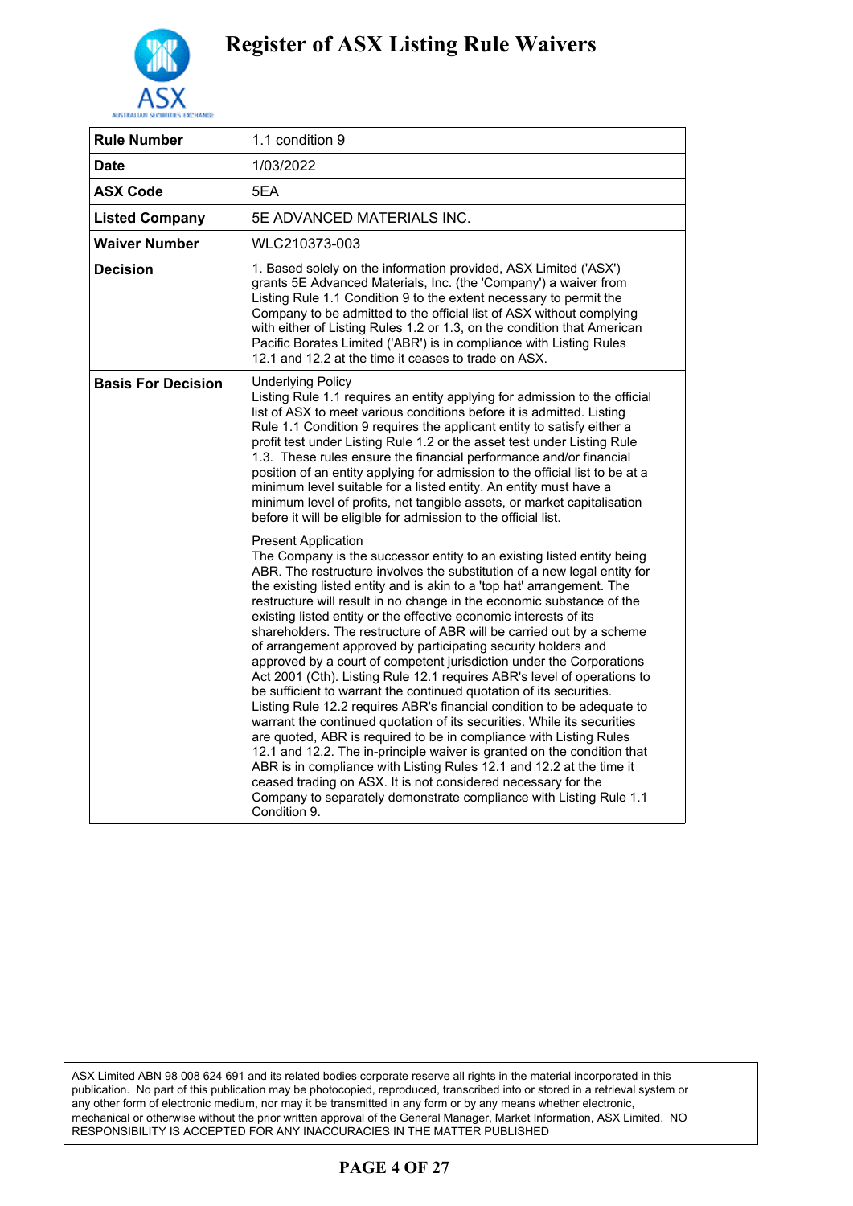# Register of ASX Listing Rule Waivers

| Rule Number | 1.1 condition 9 |
|---|---|
| Date | 1/03/2022 |
| ASX Code | 5EA |
| Listed Company | 5E ADVANCED MATERIALS INC. |
| Waiver Number | WLC210373-003 |
| Decision | 1. Based solely on the information provided, ASX Limited ('ASX') grants 5E Advanced Materials, Inc. (the 'Company') a waiver from Listing Rule 1.1 Condition 9 to the extent necessary to permit the Company to be admitted to the official list of ASX without complying with either of Listing Rules 1.2 or 1.3, on the condition that American Pacific Borates Limited ('ABR') is in compliance with Listing Rules 12.1 and 12.2 at the time it ceases to trade on ASX. |
| Basis For Decision | Underlying Policy<br>Listing Rule 1.1 requires an entity applying for admission to the official list of ASX to meet various conditions before it is admitted. Listing Rule 1.1 Condition 9 requires the applicant entity to satisfy either a profit test under Listing Rule 1.2 or the asset test under Listing Rule 1.3. These rules ensure the financial performance and/or financial position of an entity applying for admission to the official list to be at a minimum level suitable for a listed entity. An entity must have a minimum level of profits, net tangible assets, or market capitalisation before it will be eligible for admission to the official list.<br><br>Present Application<br>The Company is the successor entity to an existing listed entity being ABR. The restructure involves the substitution of a new legal entity for the existing listed entity and is akin to a 'top hat' arrangement. The restructure will result in no change in the economic substance of the existing listed entity or the effective economic interests of its shareholders. The restructure of ABR will be carried out by a scheme of arrangement approved by participating security holders and approved by a court of competent jurisdiction under the Corporations Act 2001 (Cth). Listing Rule 12.1 requires ABR's level of operations to be sufficient to warrant the continued quotation of its securities. Listing Rule 12.2 requires ABR's financial condition to be adequate to warrant the continued quotation of its securities. While its securities are quoted, ABR is required to be in compliance with Listing Rules 12.1 and 12.2. The in-principle waiver is granted on the condition that ABR is in compliance with Listing Rules 12.1 and 12.2 at the time it ceased trading on ASX. It is not considered necessary for the Company to separately demonstrate compliance with Listing Rule 1.1 Condition 9. |

ASX Limited ABN 98 008 624 691 and its related bodies corporate reserve all rights in the material incorporated in this publication. No part of this publication may be photocopied, reproduced, transcribed into or stored in a retrieval system or any other form of electronic medium, nor may it be transmitted in any form or by any means whether electronic, mechanical or otherwise without the prior written approval of the General Manager, Market Information, ASX Limited. NO RESPONSIBILITY IS ACCEPTED FOR ANY INACCURACIES IN THE MATTER PUBLISHED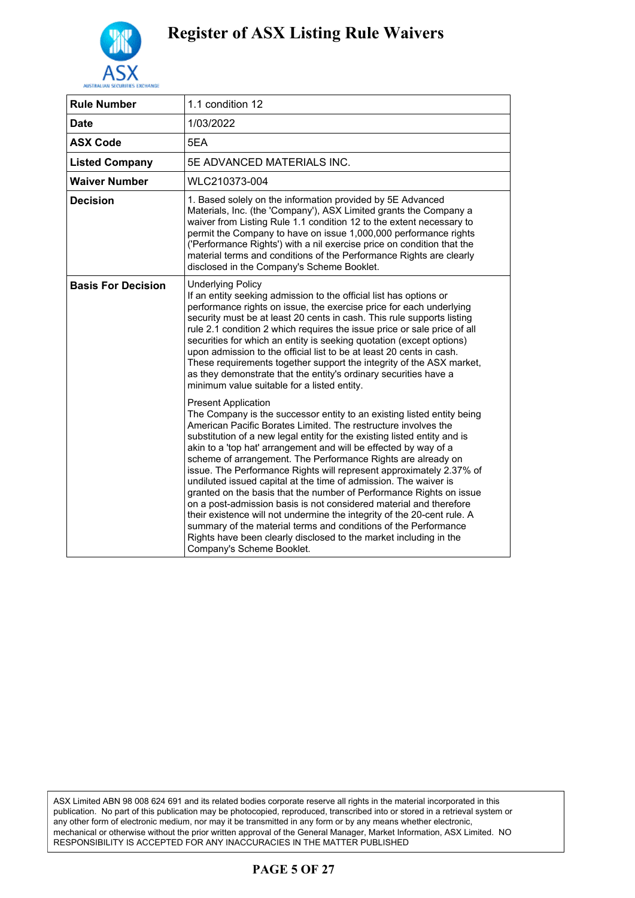# Register of ASX Listing Rule Waivers

| Rule Number | 1.1 condition 12 |
|---|---|
| Date | 1/03/2022 |
| ASX Code | 5EA |
| Listed Company | 5E ADVANCED MATERIALS INC. |
| Waiver Number | WLC210373-004 |
| Decision | 1. Based solely on the information provided by 5E Advanced Materials, Inc. (the 'Company'), ASX Limited grants the Company a waiver from Listing Rule 1.1 condition 12 to the extent necessary to permit the Company to have on issue 1,000,000 performance rights ('Performance Rights') with a nil exercise price on condition that the material terms and conditions of the Performance Rights are clearly disclosed in the Company's Scheme Booklet. |
| Basis For Decision | Underlying Policy<br>If an entity seeking admission to the official list has options or performance rights on issue, the exercise price for each underlying security must be at least 20 cents in cash. This rule supports listing rule 2.1 condition 2 which requires the issue price or sale price of all securities for which an entity is seeking quotation (except options) upon admission to the official list to be at least 20 cents in cash. These requirements together support the integrity of the ASX market, as they demonstrate that the entity's ordinary securities have a minimum value suitable for a listed entity.<br><br>Present Application<br>The Company is the successor entity to an existing listed entity being American Pacific Borates Limited. The restructure involves the substitution of a new legal entity for the existing listed entity and is akin to a 'top hat' arrangement and will be effected by way of a scheme of arrangement. The Performance Rights are already on issue. The Performance Rights will represent approximately 2.37% of undiluted issued capital at the time of admission. The waiver is granted on the basis that the number of Performance Rights on issue on a post-admission basis is not considered material and therefore their existence will not undermine the integrity of the 20-cent rule. A summary of the material terms and conditions of the Performance Rights have been clearly disclosed to the market including in the Company's Scheme Booklet. |

ASX Limited ABN 98 008 624 691 and its related bodies corporate reserve all rights in the material incorporated in this publication. No part of this publication may be photocopied, reproduced, transcribed into or stored in a retrieval system or any other form of electronic medium, nor may it be transmitted in any form or by any means whether electronic, mechanical or otherwise without the prior written approval of the General Manager, Market Information, ASX Limited. NO RESPONSIBILITY IS ACCEPTED FOR ANY INACCURACIES IN THE MATTER PUBLISHED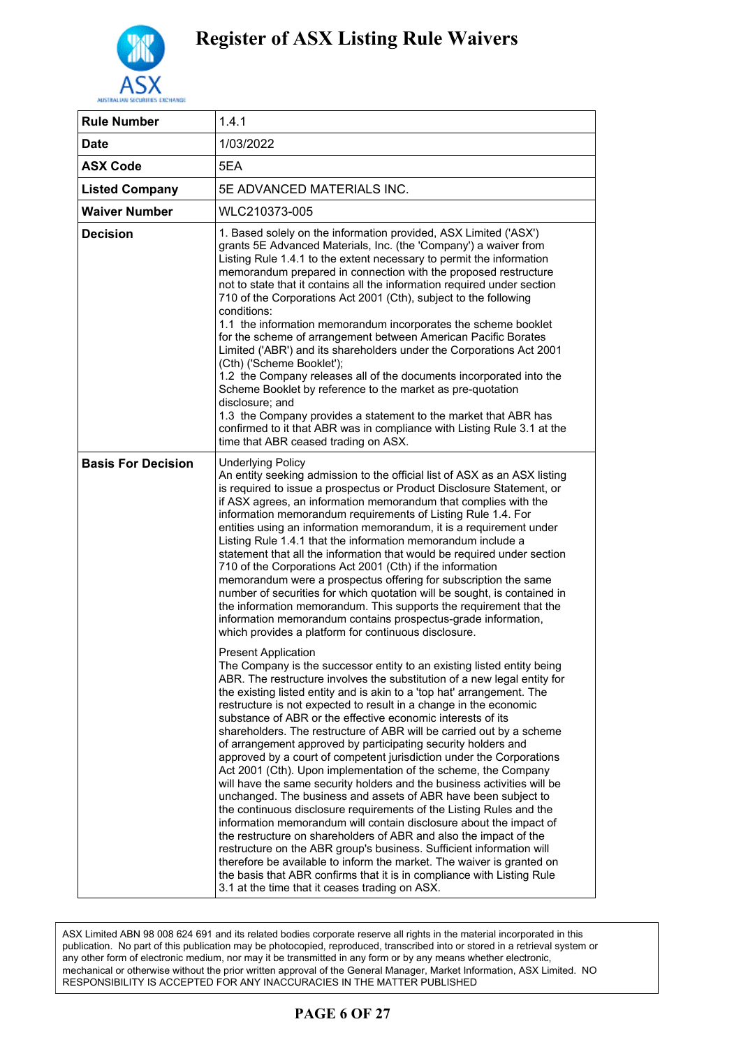# Register of ASX Listing Rule Waivers

| Rule Number | 1.4.1 |
|---|---|
| Date | 1/03/2022 |
| ASX Code | 5EA |
| Listed Company | 5E ADVANCED MATERIALS INC. |
| Waiver Number | WLC210373-005 |
| Decision | 1. Based solely on the information provided, ASX Limited ('ASX') grants 5E Advanced Materials, Inc. (the 'Company') a waiver from Listing Rule 1.4.1 to the extent necessary to permit the information memorandum prepared in connection with the proposed restructure not to state that it contains all the information required under section 710 of the Corporations Act 2001 (Cth), subject to the following conditions:<br>1.1 the information memorandum incorporates the scheme booklet for the scheme of arrangement between American Pacific Borates Limited ('ABR') and its shareholders under the Corporations Act 2001 (Cth) ('Scheme Booklet');<br>1.2 the Company releases all of the documents incorporated into the Scheme Booklet by reference to the market as pre-quotation disclosure; and<br>1.3 the Company provides a statement to the market that ABR has confirmed to it that ABR was in compliance with Listing Rule 3.1 at the time that ABR ceased trading on ASX. |
| Basis For Decision | Underlying Policy<br>An entity seeking admission to the official list of ASX as an ASX listing is required to issue a prospectus or Product Disclosure Statement, or if ASX agrees, an information memorandum that complies with the information memorandum requirements of Listing Rule 1.4. For entities using an information memorandum, it is a requirement under Listing Rule 1.4.1 that the information memorandum include a statement that all the information that would be required under section 710 of the Corporations Act 2001 (Cth) if the information memorandum were a prospectus offering for subscription the same number of securities for which quotation will be sought, is contained in the information memorandum. This supports the requirement that the information memorandum contains prospectus-grade information, which provides a platform for continuous disclosure.<br><br>Present Application<br>The Company is the successor entity to an existing listed entity being ABR. The restructure involves the substitution of a new legal entity for the existing listed entity and is akin to a 'top hat' arrangement. The restructure is not expected to result in a change in the economic substance of ABR or the effective economic interests of its shareholders. The restructure of ABR will be carried out by a scheme of arrangement approved by participating security holders and approved by a court of competent jurisdiction under the Corporations Act 2001 (Cth). Upon implementation of the scheme, the Company will have the same security holders and the business activities will be unchanged. The business and assets of ABR have been subject to the continuous disclosure requirements of the Listing Rules and the information memorandum will contain disclosure about the impact of the restructure on shareholders of ABR and also the impact of the restructure on the ABR group's business. Sufficient information will therefore be available to inform the market. The waiver is granted on the basis that ABR confirms that it is in compliance with Listing Rule 3.1 at the time that it ceases trading on ASX. |

ASX Limited ABN 98 008 624 691 and its related bodies corporate reserve all rights in the material incorporated in this publication. No part of this publication may be photocopied, reproduced, transcribed into or stored in a retrieval system or any other form of electronic medium, nor may it be transmitted in any form or by any means whether electronic, mechanical or otherwise without the prior written approval of the General Manager, Market Information, ASX Limited. NO RESPONSIBILITY IS ACCEPTED FOR ANY INACCURACIES IN THE MATTER PUBLISHED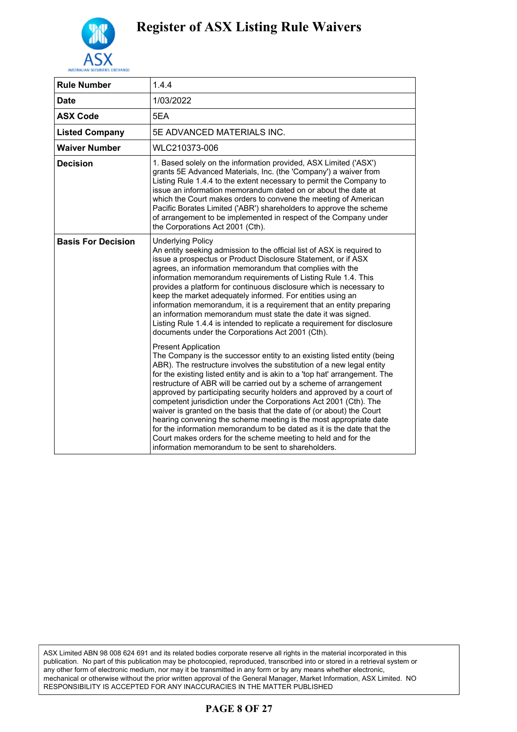# Register of ASX Listing Rule Waivers

| Rule Number | 1.4.4 |
|---|---|
| Date | 1/03/2022 |
| ASX Code | 5EA |
| Listed Company | 5E ADVANCED MATERIALS INC. |
| Waiver Number | WLC210373-006 |
| Decision | 1. Based solely on the information provided, ASX Limited ('ASX') grants 5E Advanced Materials, Inc. (the 'Company') a waiver from Listing Rule 1.4.4 to the extent necessary to permit the Company to issue an information memorandum dated on or about the date at which the Court makes orders to convene the meeting of American Pacific Borates Limited ('ABR') shareholders to approve the scheme of arrangement to be implemented in respect of the Company under the Corporations Act 2001 (Cth). |
| Basis For Decision | Underlying Policy<br>An entity seeking admission to the official list of ASX is required to issue a prospectus or Product Disclosure Statement, or if ASX agrees, an information memorandum that complies with the information memorandum requirements of Listing Rule 1.4. This provides a platform for continuous disclosure which is necessary to keep the market adequately informed. For entities using an information memorandum, it is a requirement that an entity preparing an information memorandum must state the date it was signed. Listing Rule 1.4.4 is intended to replicate a requirement for disclosure documents under the Corporations Act 2001 (Cth).<br><br>Present Application<br>The Company is the successor entity to an existing listed entity (being ABR). The restructure involves the substitution of a new legal entity for the existing listed entity and is akin to a 'top hat' arrangement. The restructure of ABR will be carried out by a scheme of arrangement approved by participating security holders and approved by a court of competent jurisdiction under the Corporations Act 2001 (Cth). The waiver is granted on the basis that the date of (or about) the Court hearing convening the scheme meeting is the most appropriate date for the information memorandum to be dated as it is the date that the Court makes orders for the scheme meeting to held and for the information memorandum to be sent to shareholders. |

ASX Limited ABN 98 008 624 691 and its related bodies corporate reserve all rights in the material incorporated in this publication. No part of this publication may be photocopied, reproduced, transcribed into or stored in a retrieval system or any other form of electronic medium, nor may it be transmitted in any form or by any means whether electronic, mechanical or otherwise without the prior written approval of the General Manager, Market Information, ASX Limited. NO RESPONSIBILITY IS ACCEPTED FOR ANY INACCURACIES IN THE MATTER PUBLISHED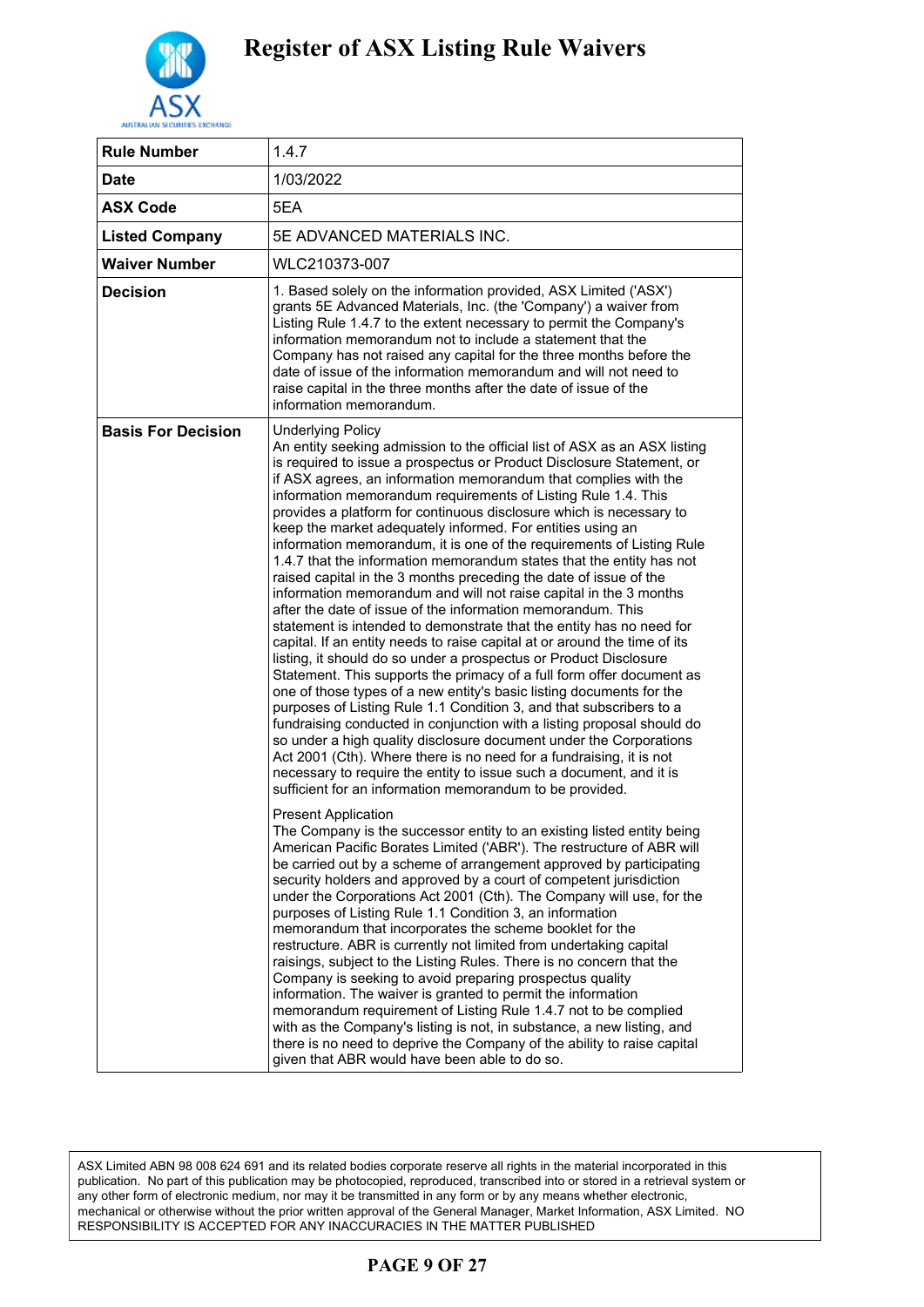# Register of ASX Listing Rule Waivers

| Rule Number | 1.4.7 |
|---|---|
| Date | 1/03/2022 |
| ASX Code | 5EA |
| Listed Company | 5E ADVANCED MATERIALS INC. |
| Waiver Number | WLC210373-007 |
| Decision | 1. Based solely on the information provided, ASX Limited ('ASX') grants 5E Advanced Materials, Inc. (the 'Company') a waiver from Listing Rule 1.4.7 to the extent necessary to permit the Company's information memorandum not to include a statement that the Company has not raised any capital for the three months before the date of issue of the information memorandum and will not need to raise capital in the three months after the date of issue of the information memorandum. |
| Basis For Decision | Underlying Policy<br>An entity seeking admission to the official list of ASX as an ASX listing is required to issue a prospectus or Product Disclosure Statement, or if ASX agrees, an information memorandum that complies with the information memorandum requirements of Listing Rule 1.4. This provides a platform for continuous disclosure which is necessary to keep the market adequately informed. For entities using an information memorandum, it is one of the requirements of Listing Rule 1.4.7 that the information memorandum states that the entity has not raised capital in the 3 months preceding the date of issue of the information memorandum and will not raise capital in the 3 months after the date of issue of the information memorandum. This statement is intended to demonstrate that the entity has no need for capital. If an entity needs to raise capital at or around the time of its listing, it should do so under a prospectus or Product Disclosure Statement. This supports the primacy of a full form offer document as one of those types of a new entity's basic listing documents for the purposes of Listing Rule 1.1 Condition 3, and that subscribers to a fundraising conducted in conjunction with a listing proposal should do so under a high quality disclosure document under the Corporations Act 2001 (Cth). Where there is no need for a fundraising, it is not necessary to require the entity to issue such a document, and it is sufficient for an information memorandum to be provided.<br><br>Present Application<br>The Company is the successor entity to an existing listed entity being American Pacific Borates Limited ('ABR'). The restructure of ABR will be carried out by a scheme of arrangement approved by participating security holders and approved by a court of competent jurisdiction under the Corporations Act 2001 (Cth). The Company will use, for the purposes of Listing Rule 1.1 Condition 3, an information memorandum that incorporates the scheme booklet for the restructure. ABR is currently not limited from undertaking capital raisings, subject to the Listing Rules. There is no concern that the Company is seeking to avoid preparing prospectus quality information. The waiver is granted to permit the information memorandum requirement of Listing Rule 1.4.7 not to be complied with as the Company's listing is not, in substance, a new listing, and there is no need to deprive the Company of the ability to raise capital given that ABR would have been able to do so. |

ASX Limited ABN 98 008 624 691 and its related bodies corporate reserve all rights in the material incorporated in this publication. No part of this publication may be photocopied, reproduced, transcribed into or stored in a retrieval system or any other form of electronic medium, nor may it be transmitted in any form or by any means whether electronic, mechanical or otherwise without the prior written approval of the General Manager, Market Information, ASX Limited. NO RESPONSIBILITY IS ACCEPTED FOR ANY INACCURACIES IN THE MATTER PUBLISHED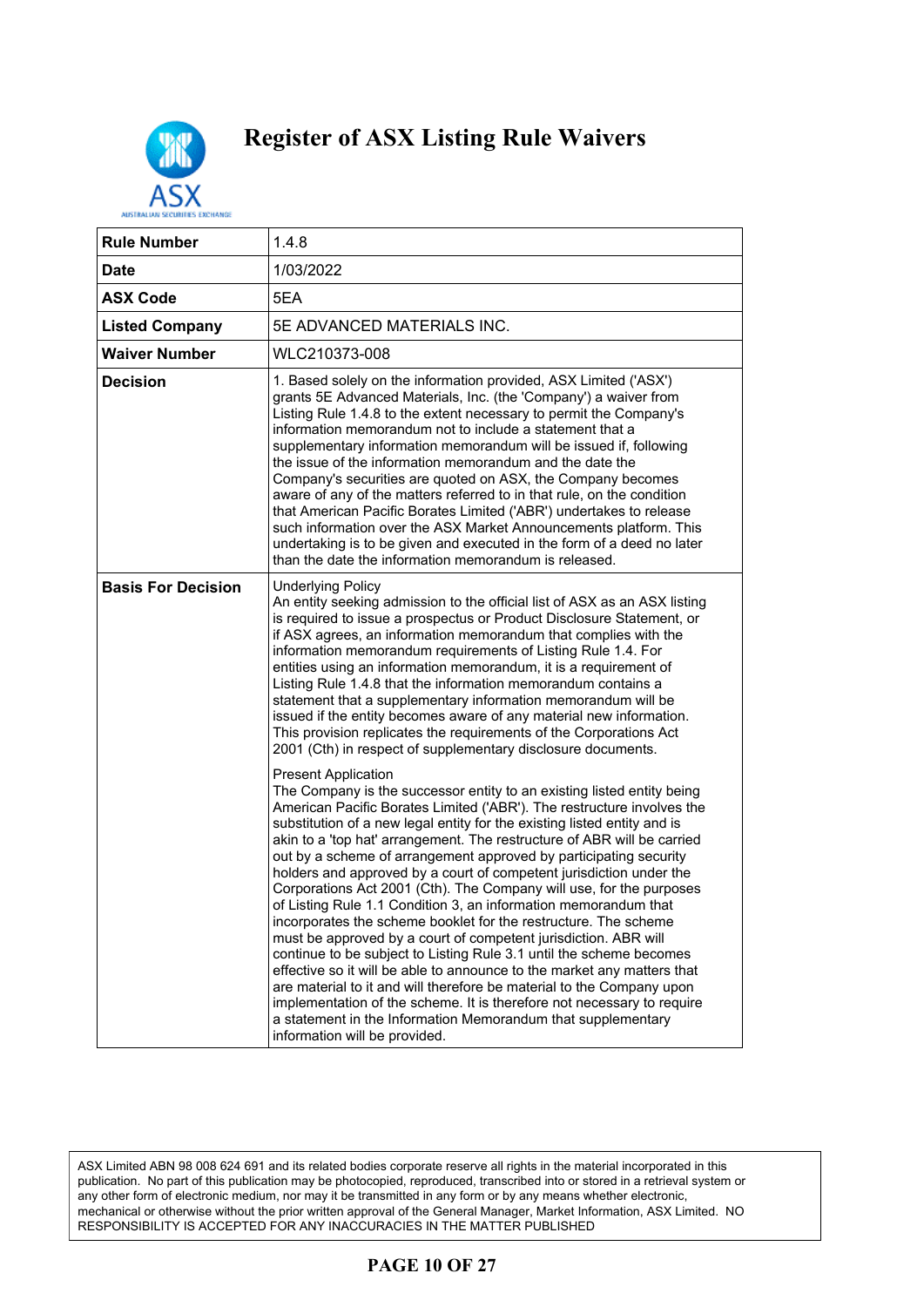# Register of ASX Listing Rule Waivers

| Rule Number | 1.4.8 |
|---|---|
| Date | 1/03/2022 |
| ASX Code | 5EA |
| Listed Company | 5E ADVANCED MATERIALS INC. |
| Waiver Number | WLC210373-008 |
| Decision | 1. Based solely on the information provided, ASX Limited ('ASX') grants 5E Advanced Materials, Inc. (the 'Company') a waiver from Listing Rule 1.4.8 to the extent necessary to permit the Company's information memorandum not to include a statement that a supplementary information memorandum will be issued if, following the issue of the information memorandum and the date the Company's securities are quoted on ASX, the Company becomes aware of any of the matters referred to in that rule, on the condition that American Pacific Borates Limited ('ABR') undertakes to release such information over the ASX Market Announcements platform. This undertaking is to be given and executed in the form of a deed no later than the date the information memorandum is released. |
| Basis For Decision | Underlying Policy<br>An entity seeking admission to the official list of ASX as an ASX listing is required to issue a prospectus or Product Disclosure Statement, or if ASX agrees, an information memorandum that complies with the information memorandum requirements of Listing Rule 1.4. For entities using an information memorandum, it is a requirement of Listing Rule 1.4.8 that the information memorandum contains a statement that a supplementary information memorandum will be issued if the entity becomes aware of any material new information. This provision replicates the requirements of the Corporations Act 2001 (Cth) in respect of supplementary disclosure documents.<br><br>Present Application<br>The Company is the successor entity to an existing listed entity being American Pacific Borates Limited ('ABR'). The restructure involves the substitution of a new legal entity for the existing listed entity and is akin to a 'top hat' arrangement. The restructure of ABR will be carried out by a scheme of arrangement approved by participating security holders and approved by a court of competent jurisdiction under the Corporations Act 2001 (Cth). The Company will use, for the purposes of Listing Rule 1.1 Condition 3, an information memorandum that incorporates the scheme booklet for the restructure. The scheme must be approved by a court of competent jurisdiction. ABR will continue to be subject to Listing Rule 3.1 until the scheme becomes effective so it will be able to announce to the market any matters that are material to it and will therefore be material to the Company upon implementation of the scheme. It is therefore not necessary to require a statement in the Information Memorandum that supplementary information will be provided. |

ASX Limited ABN 98 008 624 691 and its related bodies corporate reserve all rights in the material incorporated in this publication. No part of this publication may be photocopied, reproduced, transcribed into or stored in a retrieval system or any other form of electronic medium, nor may it be transmitted in any form or by any means whether electronic, mechanical or otherwise without the prior written approval of the General Manager, Market Information, ASX Limited. NO RESPONSIBILITY IS ACCEPTED FOR ANY INACCURACIES IN THE MATTER PUBLISHED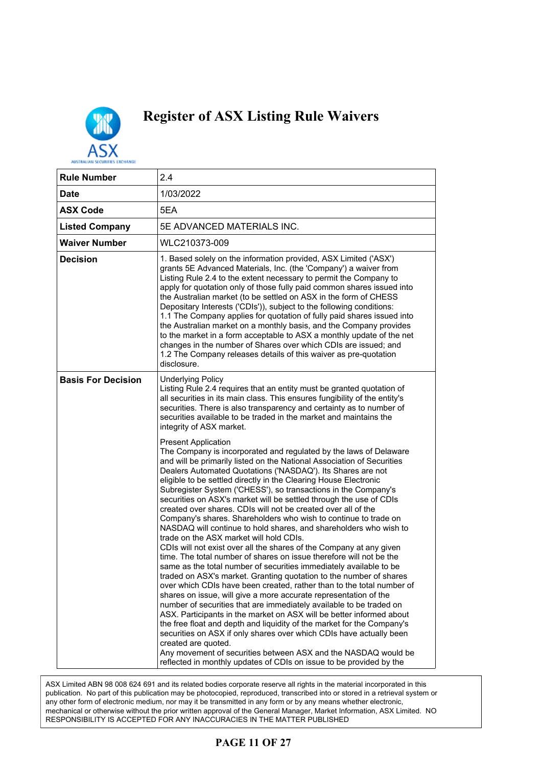# Register of ASX Listing Rule Waivers

| Rule Number | 2.4 |
|---|---|
| Date | 1/03/2022 |
| ASX Code | 5EA |
| Listed Company | 5E ADVANCED MATERIALS INC. |
| Waiver Number | WLC210373-009 |
| Decision | 1. Based solely on the information provided, ASX Limited ('ASX') grants 5E Advanced Materials, Inc. (the 'Company') a waiver from Listing Rule 2.4 to the extent necessary to permit the Company to apply for quotation only of those fully paid common shares issued into the Australian market (to be settled on ASX in the form of CHESS Depositary Interests ('CDIs')), subject to the following conditions:<br>1.1 The Company applies for quotation of fully paid shares issued into the Australian market on a monthly basis, and the Company provides to the market in a form acceptable to ASX a monthly update of the net changes in the number of Shares over which CDIs are issued; and<br>1.2 The Company releases details of this waiver as pre-quotation disclosure. |
| Basis For Decision | Underlying Policy<br>Listing Rule 2.4 requires that an entity must be granted quotation of all securities in its main class. This ensures fungibility of the entity's securities. There is also transparency and certainty as to number of securities available to be traded in the market and maintains the integrity of ASX market.<br><br>Present Application<br>The Company is incorporated and regulated by the laws of Delaware and will be primarily listed on the National Association of Securities Dealers Automated Quotations ('NASDAQ'). Its Shares are not eligible to be settled directly in the Clearing House Electronic Subregister System ('CHESS'), so transactions in the Company's securities on ASX's market will be settled through the use of CDIs created over shares. CDIs will not be created over all of the Company's shares. Shareholders who wish to continue to trade on NASDAQ will continue to hold shares, and shareholders who wish to trade on the ASX market will hold CDIs.<br>CDIs will not exist over all the shares of the Company at any given time. The total number of shares on issue therefore will not be the same as the total number of securities immediately available to be traded on ASX's market. Granting quotation to the number of shares over which CDIs have been created, rather than to the total number of shares on issue, will give a more accurate representation of the number of securities that are immediately available to be traded on ASX. Participants in the market on ASX will be better informed about the free float and depth and liquidity of the market for the Company's securities on ASX if only shares over which CDIs have actually been created are quoted.<br>Any movement of securities between ASX and the NASDAQ would be reflected in monthly updates of CDIs on issue to be provided by the |

ASX Limited ABN 98 008 624 691 and its related bodies corporate reserve all rights in the material incorporated in this publication. No part of this publication may be photocopied, reproduced, transcribed into or stored in a retrieval system or any other form of electronic medium, nor may it be transmitted in any form or by any means whether electronic, mechanical or otherwise without the prior written approval of the General Manager, Market Information, ASX Limited. NO RESPONSIBILITY IS ACCEPTED FOR ANY INACCURACIES IN THE MATTER PUBLISHED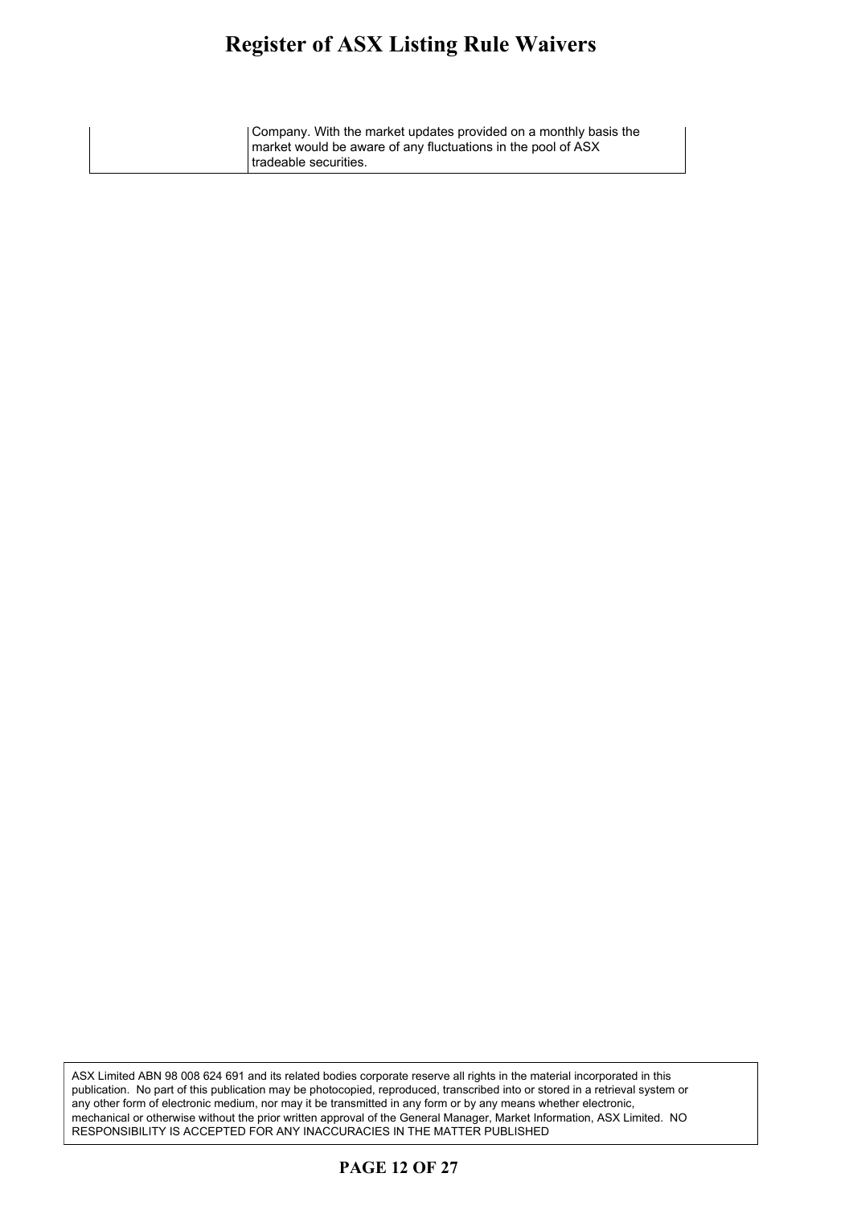| | |
|---|---|
| | Company. With the market updates provided on a monthly basis the market would be aware of any fluctuations in the pool of ASX tradeable securities. |

ASX Limited ABN 98 008 624 691 and its related bodies corporate reserve all rights in the material incorporated in this publication. No part of this publication may be photocopied, reproduced, transcribed into or stored in a retrieval system or any other form of electronic medium, nor may it be transmitted in any form or by any means whether electronic, mechanical or otherwise without the prior written approval of the General Manager, Market Information, ASX Limited. NO RESPONSIBILITY IS ACCEPTED FOR ANY INACCURACIES IN THE MATTER PUBLISHED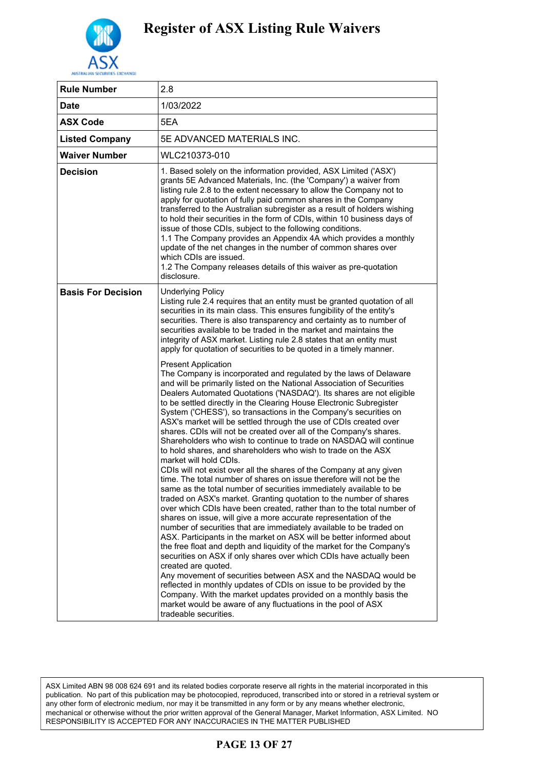# Register of ASX Listing Rule Waivers

| Rule Number | 2.8 |
|---|---|
| Date | 1/03/2022 |
| ASX Code | 5EA |
| Listed Company | 5E ADVANCED MATERIALS INC. |
| Waiver Number | WLC210373-010 |
| Decision | 1. Based solely on the information provided, ASX Limited ('ASX') grants 5E Advanced Materials, Inc. (the 'Company') a waiver from listing rule 2.8 to the extent necessary to allow the Company not to apply for quotation of fully paid common shares in the Company transferred to the Australian subregister as a result of holders wishing to hold their securities in the form of CDIs, within 10 business days of issue of those CDIs, subject to the following conditions.<br>1.1 The Company provides an Appendix 4A which provides a monthly update of the net changes in the number of common shares over which CDIs are issued.<br>1.2 The Company releases details of this waiver as pre-quotation disclosure. |
| Basis For Decision | Underlying Policy<br>Listing rule 2.4 requires that an entity must be granted quotation of all securities in its main class. This ensures fungibility of the entity's securities. There is also transparency and certainty as to number of securities available to be traded in the market and maintains the integrity of ASX market. Listing rule 2.8 states that an entity must apply for quotation of securities to be quoted in a timely manner.<br><br>Present Application<br>The Company is incorporated and regulated by the laws of Delaware and will be primarily listed on the National Association of Securities Dealers Automated Quotations ('NASDAQ'). Its shares are not eligible to be settled directly in the Clearing House Electronic Subregister System ('CHESS'), so transactions in the Company's securities on ASX's market will be settled through the use of CDIs created over shares. CDIs will not be created over all of the Company's shares. Shareholders who wish to continue to trade on NASDAQ will continue to hold shares, and shareholders who wish to trade on the ASX market will hold CDIs.<br>CDIs will not exist over all the shares of the Company at any given time. The total number of shares on issue therefore will not be the same as the total number of securities immediately available to be traded on ASX's market. Granting quotation to the number of shares over which CDIs have been created, rather than to the total number of shares on issue, will give a more accurate representation of the number of securities that are immediately available to be traded on ASX. Participants in the market on ASX will be better informed about the free float and depth and liquidity of the market for the Company's securities on ASX if only shares over which CDIs have actually been created are quoted.<br>Any movement of securities between ASX and the NASDAQ would be reflected in monthly updates of CDIs on issue to be provided by the Company. With the market updates provided on a monthly basis the market would be aware of any fluctuations in the pool of ASX tradeable securities. |

ASX Limited ABN 98 008 624 691 and its related bodies corporate reserve all rights in the material incorporated in this publication. No part of this publication may be photocopied, reproduced, transcribed into or stored in a retrieval system or any other form of electronic medium, nor may it be transmitted in any form or by any means whether electronic, mechanical or otherwise without the prior written approval of the General Manager, Market Information, ASX Limited. NO RESPONSIBILITY IS ACCEPTED FOR ANY INACCURACIES IN THE MATTER PUBLISHED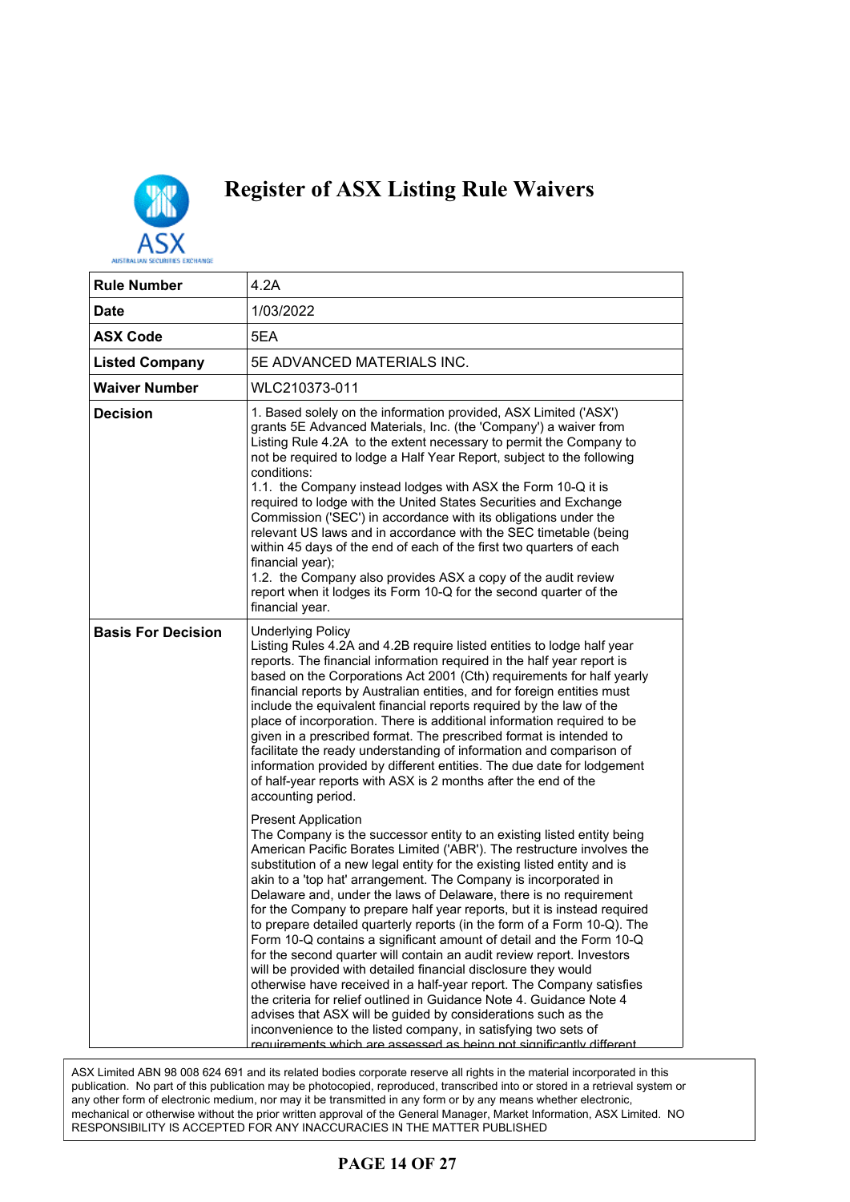# Register of ASX Listing Rule Waivers

| Rule Number | 4.2A |
|---|---|
| Date | 1/03/2022 |
| ASX Code | 5EA |
| Listed Company | 5E ADVANCED MATERIALS INC. |
| Waiver Number | WLC210373-011 |
| Decision | 1. Based solely on the information provided, ASX Limited ('ASX') grants 5E Advanced Materials, Inc. (the 'Company') a waiver from Listing Rule 4.2A to the extent necessary to permit the Company to not be required to lodge a Half Year Report, subject to the following conditions:<br>1.1. the Company instead lodges with ASX the Form 10-Q it is required to lodge with the United States Securities and Exchange Commission ('SEC') in accordance with its obligations under the relevant US laws and in accordance with the SEC timetable (being within 45 days of the end of each of the first two quarters of each financial year);<br>1.2. the Company also provides ASX a copy of the audit review report when it lodges its Form 10-Q for the second quarter of the financial year. |
| Basis For Decision | Underlying Policy<br>Listing Rules 4.2A and 4.2B require listed entities to lodge half year reports. The financial information required in the half year report is based on the Corporations Act 2001 (Cth) requirements for half yearly financial reports by Australian entities, and for foreign entities must include the equivalent financial reports required by the law of the place of incorporation. There is additional information required to be given in a prescribed format. The prescribed format is intended to facilitate the ready understanding of information and comparison of information provided by different entities. The due date for lodgement of half-year reports with ASX is 2 months after the end of the accounting period.<br><br>Present Application<br>The Company is the successor entity to an existing listed entity being American Pacific Borates Limited ('ABR'). The restructure involves the substitution of a new legal entity for the existing listed entity and is akin to a 'top hat' arrangement. The Company is incorporated in Delaware and, under the laws of Delaware, there is no requirement for the Company to prepare half year reports, but it is instead required to prepare detailed quarterly reports (in the form of a Form 10-Q). The Form 10-Q contains a significant amount of detail and the Form 10-Q for the second quarter will contain an audit review report. Investors will be provided with detailed financial disclosure they would otherwise have received in a half-year report. The Company satisfies the criteria for relief outlined in Guidance Note 4. Guidance Note 4 advises that ASX will be guided by considerations such as the inconvenience to the listed company, in satisfying two sets of requirements which are assessed as being not significantly different |

ASX Limited ABN 98 008 624 691 and its related bodies corporate reserve all rights in the material incorporated in this publication. No part of this publication may be photocopied, reproduced, transcribed into or stored in a retrieval system or any other form of electronic medium, nor may it be transmitted in any form or by any means whether electronic, mechanical or otherwise without the prior written approval of the General Manager, Market Information, ASX Limited. NO RESPONSIBILITY IS ACCEPTED FOR ANY INACCURACIES IN THE MATTER PUBLISHED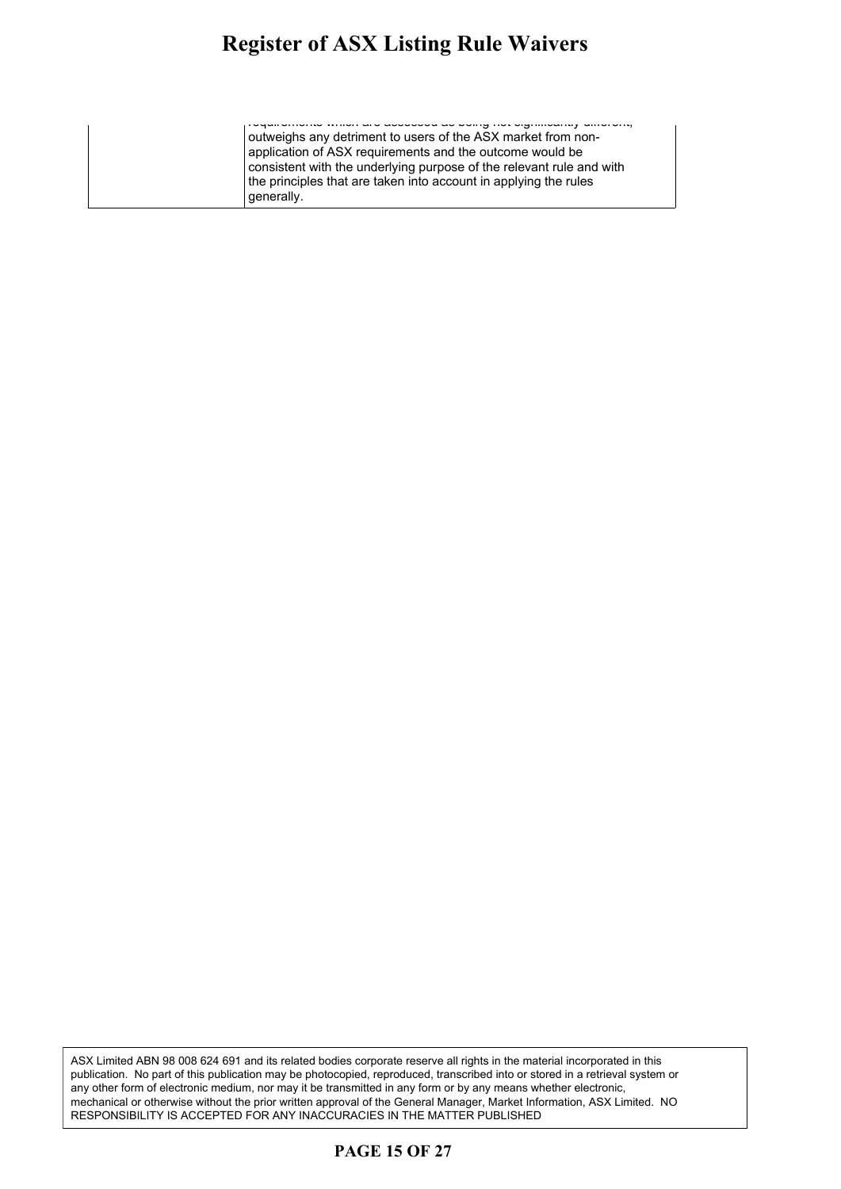| | |
|---|---|
| | requirements which are assessed as being not significantly different, outweighs any detriment to users of the ASX market from non-application of ASX requirements and the outcome would be consistent with the underlying purpose of the relevant rule and with the principles that are taken into account in applying the rules generally. |

ASX Limited ABN 98 008 624 691 and its related bodies corporate reserve all rights in the material incorporated in this publication. No part of this publication may be photocopied, reproduced, transcribed into or stored in a retrieval system or any other form of electronic medium, nor may it be transmitted in any form or by any means whether electronic, mechanical or otherwise without the prior written approval of the General Manager, Market Information, ASX Limited. NO RESPONSIBILITY IS ACCEPTED FOR ANY INACCURACIES IN THE MATTER PUBLISHED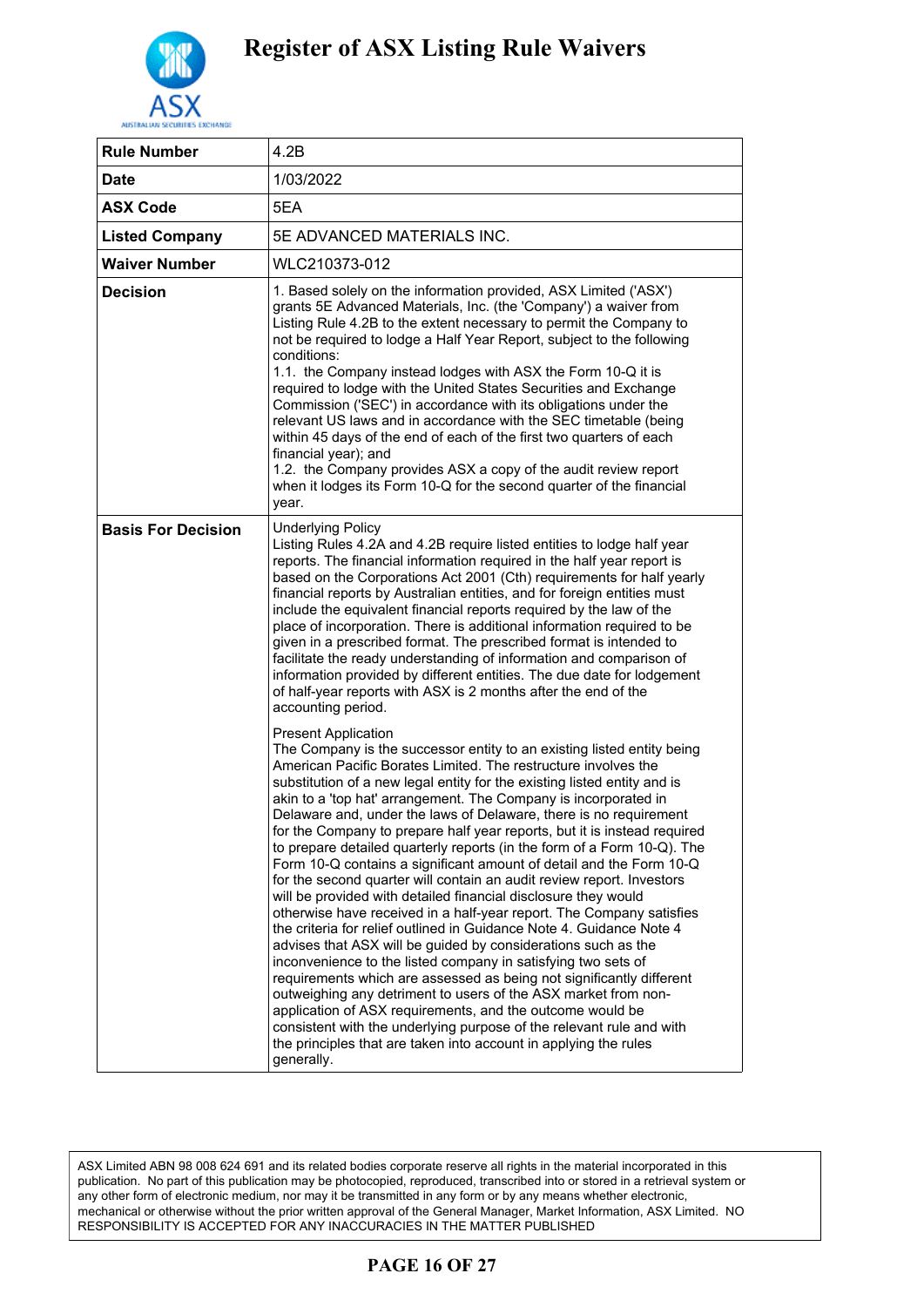# Register of ASX Listing Rule Waivers

| | |
|---|---|
| **Rule Number** | 4.2B |
| **Date** | 1/03/2022 |
| **ASX Code** | 5EA |
| **Listed Company** | 5E ADVANCED MATERIALS INC. |
| **Waiver Number** | WLC210373-012 |
| **Decision** | 1. Based solely on the information provided, ASX Limited ('ASX') grants 5E Advanced Materials, Inc. (the 'Company') a waiver from Listing Rule 4.2B to the extent necessary to permit the Company to not be required to lodge a Half Year Report, subject to the following conditions:<br>1.1. the Company instead lodges with ASX the Form 10-Q it is required to lodge with the United States Securities and Exchange Commission ('SEC') in accordance with its obligations under the relevant US laws and in accordance with the SEC timetable (being within 45 days of the end of each of the first two quarters of each financial year); and<br>1.2. the Company provides ASX a copy of the audit review report when it lodges its Form 10-Q for the second quarter of the financial year. |
| **Basis For Decision** | Underlying Policy<br>Listing Rules 4.2A and 4.2B require listed entities to lodge half year reports. The financial information required in the half year report is based on the Corporations Act 2001 (Cth) requirements for half yearly financial reports by Australian entities, and for foreign entities must include the equivalent financial reports required by the law of the place of incorporation. There is additional information required to be given in a prescribed format. The prescribed format is intended to facilitate the ready understanding of information and comparison of information provided by different entities. The due date for lodgement of half-year reports with ASX is 2 months after the end of the accounting period.<br><br>Present Application<br>The Company is the successor entity to an existing listed entity being American Pacific Borates Limited. The restructure involves the substitution of a new legal entity for the existing listed entity and is akin to a 'top hat' arrangement. The Company is incorporated in Delaware and, under the laws of Delaware, there is no requirement for the Company to prepare half year reports, but it is instead required to prepare detailed quarterly reports (in the form of a Form 10-Q). The Form 10-Q contains a significant amount of detail and the Form 10-Q for the second quarter will contain an audit review report. Investors will be provided with detailed financial disclosure they would otherwise have received in a half-year report. The Company satisfies the criteria for relief outlined in Guidance Note 4. Guidance Note 4 advises that ASX will be guided by considerations such as the inconvenience to the listed company in satisfying two sets of requirements which are assessed as being not significantly different outweighing any detriment to users of the ASX market from non-application of ASX requirements, and the outcome would be consistent with the underlying purpose of the relevant rule and with the principles that are taken into account in applying the rules generally. |

ASX Limited ABN 98 008 624 691 and its related bodies corporate reserve all rights in the material incorporated in this publication. No part of this publication may be photocopied, reproduced, transcribed into or stored in a retrieval system or any other form of electronic medium, nor may it be transmitted in any form or by any means whether electronic, mechanical or otherwise without the prior written approval of the General Manager, Market Information, ASX Limited. NO RESPONSIBILITY IS ACCEPTED FOR ANY INACCURACIES IN THE MATTER PUBLISHED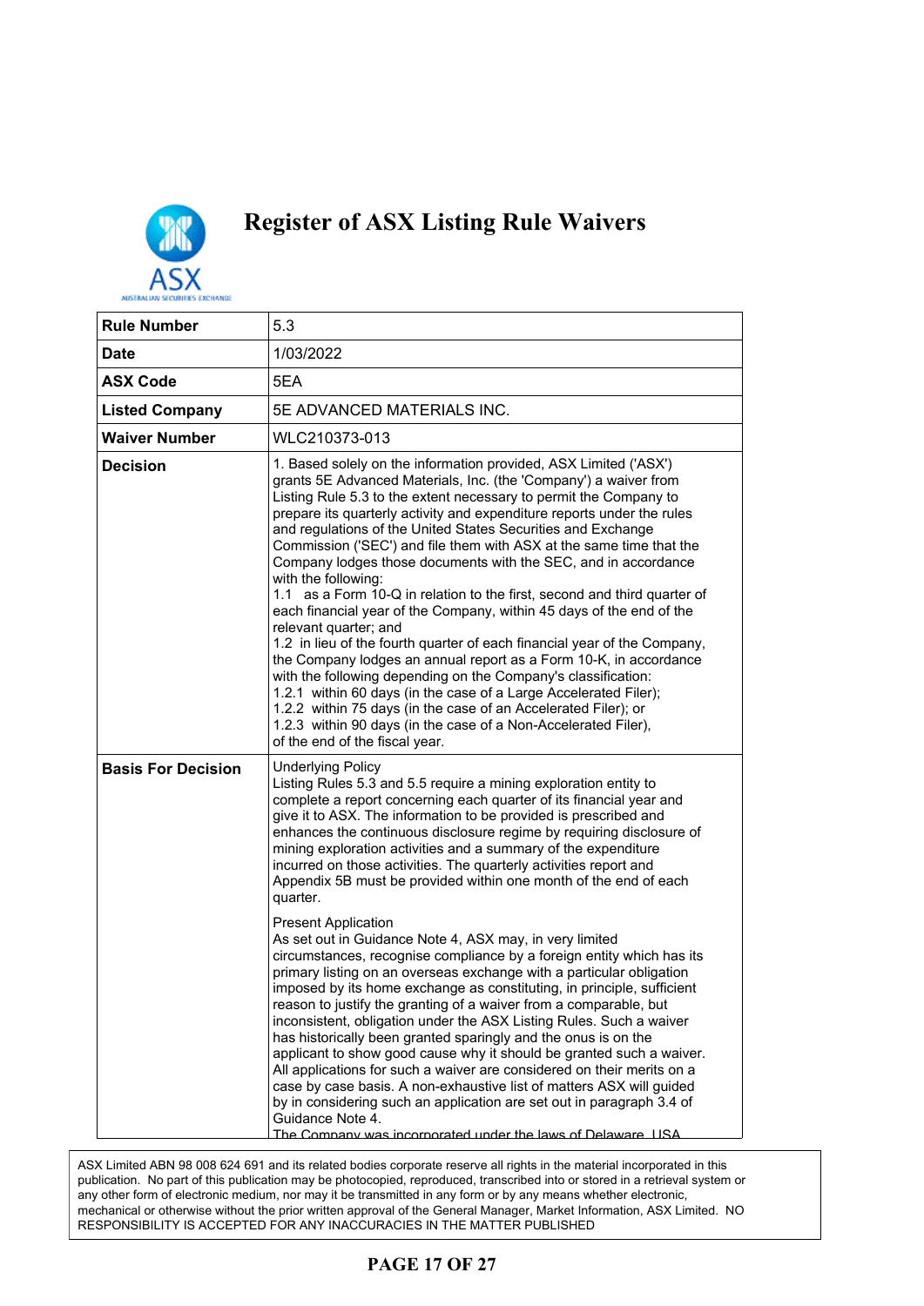# Register of ASX Listing Rule Waivers

| | |
|---|---|
| **Rule Number** | 5.3 |
| **Date** | 1/03/2022 |
| **ASX Code** | 5EA |
| **Listed Company** | 5E ADVANCED MATERIALS INC. |
| **Waiver Number** | WLC210373-013 |
| **Decision** | 1. Based solely on the information provided, ASX Limited ('ASX') grants 5E Advanced Materials, Inc. (the 'Company') a waiver from Listing Rule 5.3 to the extent necessary to permit the Company to prepare its quarterly activity and expenditure reports under the rules and regulations of the United States Securities and Exchange Commission ('SEC') and file them with ASX at the same time that the Company lodges those documents with the SEC, and in accordance with the following:<br>1.1 as a Form 10-Q in relation to the first, second and third quarter of each financial year of the Company, within 45 days of the end of the relevant quarter; and<br>1.2 in lieu of the fourth quarter of each financial year of the Company, the Company lodges an annual report as a Form 10-K, in accordance with the following depending on the Company's classification:<br>1.2.1 within 60 days (in the case of a Large Accelerated Filer);<br>1.2.2 within 75 days (in the case of an Accelerated Filer); or<br>1.2.3 within 90 days (in the case of a Non-Accelerated Filer),<br>of the end of the fiscal year. |
| **Basis For Decision** | Underlying Policy<br>Listing Rules 5.3 and 5.5 require a mining exploration entity to complete a report concerning each quarter of its financial year and give it to ASX. The information to be provided is prescribed and enhances the continuous disclosure regime by requiring disclosure of mining exploration activities and a summary of the expenditure incurred on those activities. The quarterly activities report and Appendix 5B must be provided within one month of the end of each quarter.<br><br>Present Application<br>As set out in Guidance Note 4, ASX may, in very limited circumstances, recognise compliance by a foreign entity which has its primary listing on an overseas exchange with a particular obligation imposed by its home exchange as constituting, in principle, sufficient reason to justify the granting of a waiver from a comparable, but inconsistent, obligation under the ASX Listing Rules. Such a waiver has historically been granted sparingly and the onus is on the applicant to show good cause why it should be granted such a waiver. All applications for such a waiver are considered on their merits on a case by case basis. A non-exhaustive list of matters ASX will guided by in considering such an application are set out in paragraph 3.4 of Guidance Note 4.<br>The Company was incorporated under the laws of Delaware, USA |

ASX Limited ABN 98 008 624 691 and its related bodies corporate reserve all rights in the material incorporated in this publication. No part of this publication may be photocopied, reproduced, transcribed into or stored in a retrieval system or any other form of electronic medium, nor may it be transmitted in any form or by any means whether electronic, mechanical or otherwise without the prior written approval of the General Manager, Market Information, ASX Limited. NO RESPONSIBILITY IS ACCEPTED FOR ANY INACCURACIES IN THE MATTER PUBLISHED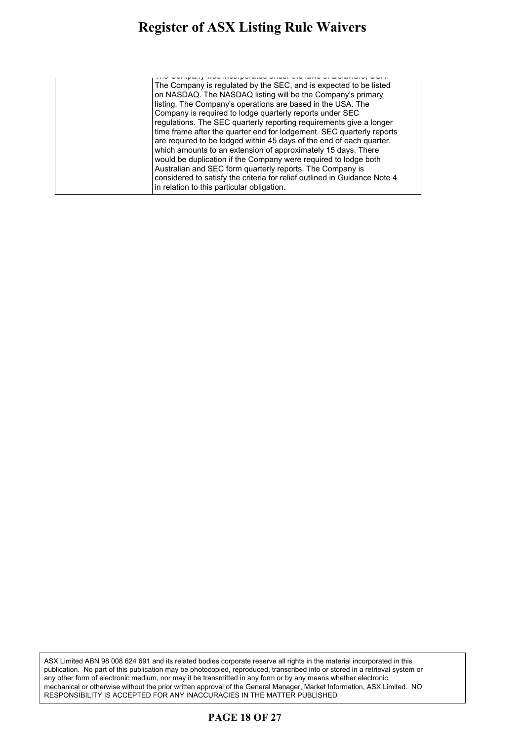| | |
|---|---|
| | The Company was incorporated under the laws of Delaware, USA. The Company is regulated by the SEC, and is expected to be listed on NASDAQ. The NASDAQ listing will be the Company's primary listing. The Company's operations are based in the USA. The Company is required to lodge quarterly reports under SEC regulations. The SEC quarterly reporting requirements give a longer time frame after the quarter end for lodgement. SEC quarterly reports are required to be lodged within 45 days of the end of each quarter, which amounts to an extension of approximately 15 days. There would be duplication if the Company were required to lodge both Australian and SEC form quarterly reports. The Company is considered to satisfy the criteria for relief outlined in Guidance Note 4 in relation to this particular obligation. |

ASX Limited ABN 98 008 624 691 and its related bodies corporate reserve all rights in the material incorporated in this publication. No part of this publication may be photocopied, reproduced, transcribed into or stored in a retrieval system or any other form of electronic medium, nor may it be transmitted in any form or by any means whether electronic, mechanical or otherwise without the prior written approval of the General Manager, Market Information, ASX Limited. NO RESPONSIBILITY IS ACCEPTED FOR ANY INACCURACIES IN THE MATTER PUBLISHED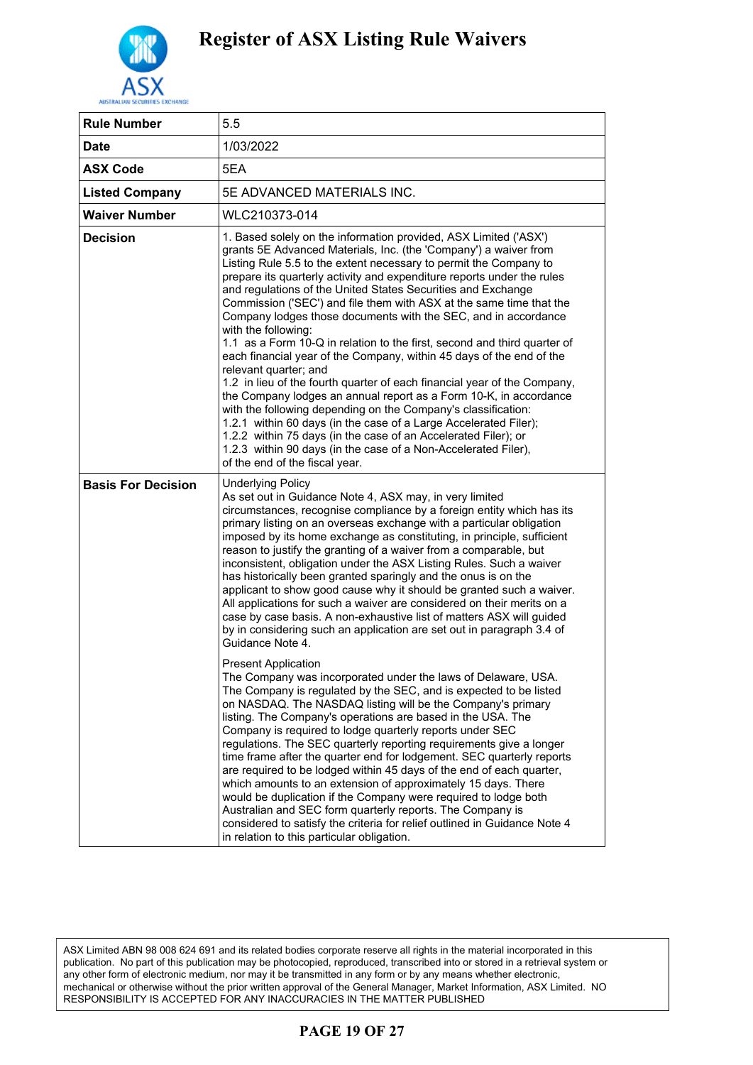# Register of ASX Listing Rule Waivers

| Rule Number | 5.5 |
|---|---|
| Date | 1/03/2022 |
| ASX Code | 5EA |
| Listed Company | 5E ADVANCED MATERIALS INC. |
| Waiver Number | WLC210373-014 |
| Decision | 1. Based solely on the information provided, ASX Limited ('ASX') grants 5E Advanced Materials, Inc. (the 'Company') a waiver from Listing Rule 5.5 to the extent necessary to permit the Company to prepare its quarterly activity and expenditure reports under the rules and regulations of the United States Securities and Exchange Commission ('SEC') and file them with ASX at the same time that the Company lodges those documents with the SEC, and in accordance with the following:<br>1.1 as a Form 10-Q in relation to the first, second and third quarter of each financial year of the Company, within 45 days of the end of the relevant quarter; and<br>1.2 in lieu of the fourth quarter of each financial year of the Company, the Company lodges an annual report as a Form 10-K, in accordance with the following depending on the Company's classification:<br>1.2.1 within 60 days (in the case of a Large Accelerated Filer);<br>1.2.2 within 75 days (in the case of an Accelerated Filer); or<br>1.2.3 within 90 days (in the case of a Non-Accelerated Filer),<br>of the end of the fiscal year. |
| Basis For Decision | Underlying Policy<br>As set out in Guidance Note 4, ASX may, in very limited circumstances, recognise compliance by a foreign entity which has its primary listing on an overseas exchange with a particular obligation imposed by its home exchange as constituting, in principle, sufficient reason to justify the granting of a waiver from a comparable, but inconsistent, obligation under the ASX Listing Rules. Such a waiver has historically been granted sparingly and the onus is on the applicant to show good cause why it should be granted such a waiver. All applications for such a waiver are considered on their merits on a case by case basis. A non-exhaustive list of matters ASX will guided by in considering such an application are set out in paragraph 3.4 of Guidance Note 4.<br><br>Present Application<br>The Company was incorporated under the laws of Delaware, USA. The Company is regulated by the SEC, and is expected to be listed on NASDAQ. The NASDAQ listing will be the Company's primary listing. The Company's operations are based in the USA. The Company is required to lodge quarterly reports under SEC regulations. The SEC quarterly reporting requirements give a longer time frame after the quarter end for lodgement. SEC quarterly reports are required to be lodged within 45 days of the end of each quarter, which amounts to an extension of approximately 15 days. There would be duplication if the Company were required to lodge both Australian and SEC form quarterly reports. The Company is considered to satisfy the criteria for relief outlined in Guidance Note 4 in relation to this particular obligation. |

ASX Limited ABN 98 008 624 691 and its related bodies corporate reserve all rights in the material incorporated in this publication. No part of this publication may be photocopied, reproduced, transcribed into or stored in a retrieval system or any other form of electronic medium, nor may it be transmitted in any form or by any means whether electronic, mechanical or otherwise without the prior written approval of the General Manager, Market Information, ASX Limited. NO RESPONSIBILITY IS ACCEPTED FOR ANY INACCURACIES IN THE MATTER PUBLISHED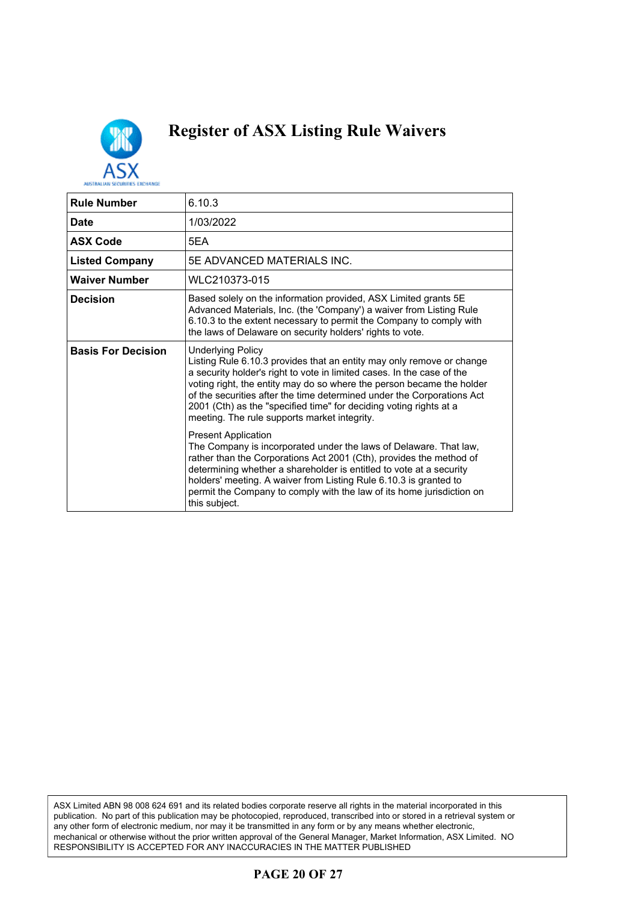# Register of ASX Listing Rule Waivers

| Rule Number | 6.10.3 |
|---|---|
| Date | 1/03/2022 |
| ASX Code | 5EA |
| Listed Company | 5E ADVANCED MATERIALS INC. |
| Waiver Number | WLC210373-015 |
| Decision | Based solely on the information provided, ASX Limited grants 5E Advanced Materials, Inc. (the 'Company') a waiver from Listing Rule 6.10.3 to the extent necessary to permit the Company to comply with the laws of Delaware on security holders' rights to vote. |
| Basis For Decision | Underlying Policy<br>Listing Rule 6.10.3 provides that an entity may only remove or change a security holder's right to vote in limited cases. In the case of the voting right, the entity may do so where the person became the holder of the securities after the time determined under the Corporations Act 2001 (Cth) as the "specified time" for deciding voting rights at a meeting. The rule supports market integrity.<br><br>Present Application<br>The Company is incorporated under the laws of Delaware. That law, rather than the Corporations Act 2001 (Cth), provides the method of determining whether a shareholder is entitled to vote at a security holders' meeting. A waiver from Listing Rule 6.10.3 is granted to permit the Company to comply with the law of its home jurisdiction on this subject. |

ASX Limited ABN 98 008 624 691 and its related bodies corporate reserve all rights in the material incorporated in this publication. No part of this publication may be photocopied, reproduced, transcribed into or stored in a retrieval system or any other form of electronic medium, nor may it be transmitted in any form or by any means whether electronic, mechanical or otherwise without the prior written approval of the General Manager, Market Information, ASX Limited. NO RESPONSIBILITY IS ACCEPTED FOR ANY INACCURACIES IN THE MATTER PUBLISHED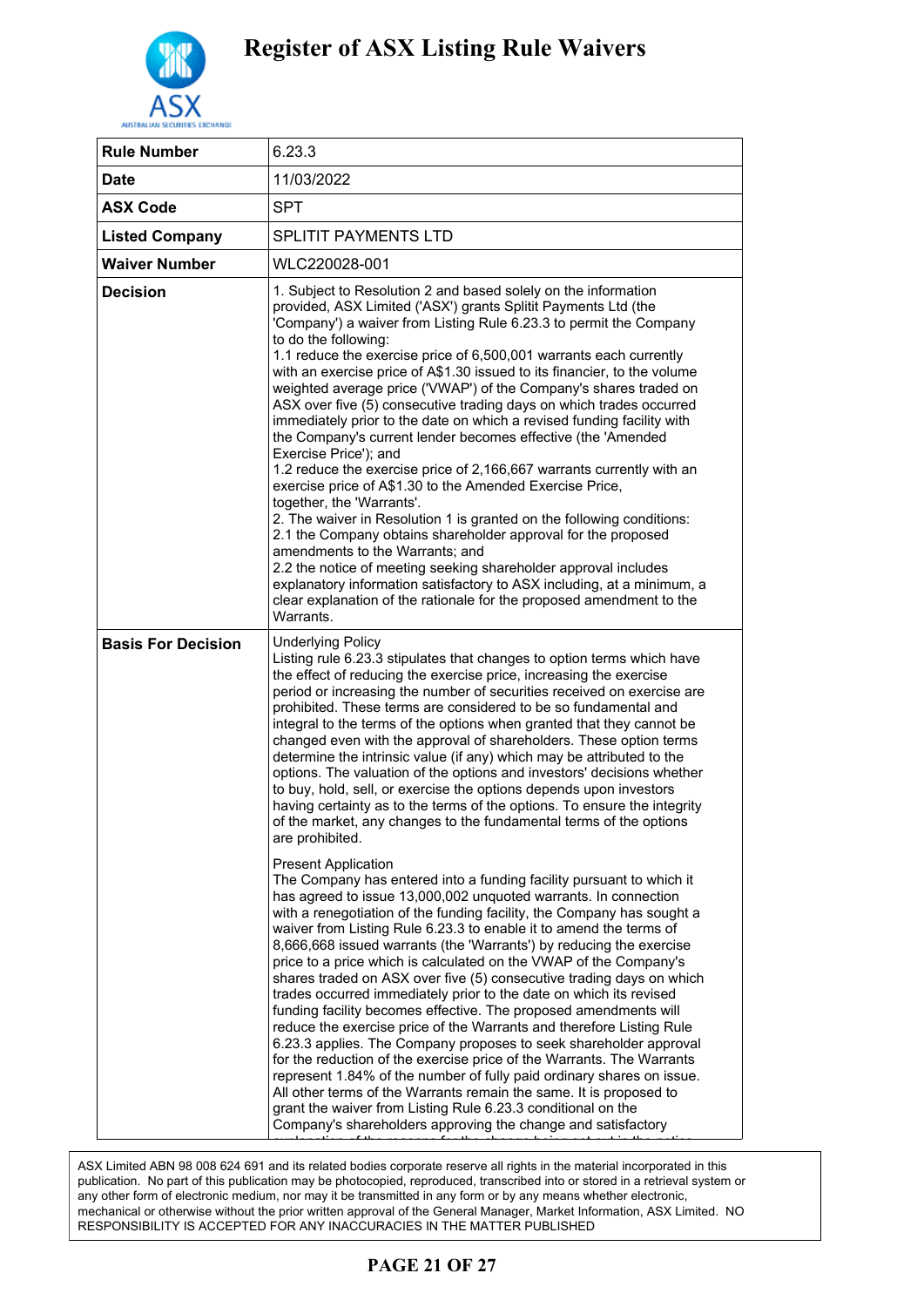# Register of ASX Listing Rule Waivers

| Rule Number | 6.23.3 |
|---|---|
| Date | 11/03/2022 |
| ASX Code | SPT |
| Listed Company | SPLITIT PAYMENTS LTD |
| Waiver Number | WLC220028-001 |
| Decision | 1. Subject to Resolution 2 and based solely on the information provided, ASX Limited ('ASX') grants Splitit Payments Ltd (the 'Company') a waiver from Listing Rule 6.23.3 to permit the Company to do the following:<br>1.1 reduce the exercise price of 6,500,001 warrants each currently with an exercise price of A$1.30 issued to its financier, to the volume weighted average price ('VWAP') of the Company's shares traded on ASX over five (5) consecutive trading days on which trades occurred immediately prior to the date on which a revised funding facility with the Company's current lender becomes effective (the 'Amended Exercise Price'); and<br>1.2 reduce the exercise price of 2,166,667 warrants currently with an exercise price of A$1.30 to the Amended Exercise Price,<br>together, the 'Warrants'.<br>2. The waiver in Resolution 1 is granted on the following conditions:<br>2.1 the Company obtains shareholder approval for the proposed amendments to the Warrants; and<br>2.2 the notice of meeting seeking shareholder approval includes explanatory information satisfactory to ASX including, at a minimum, a clear explanation of the rationale for the proposed amendment to the Warrants. |
| Basis For Decision | Underlying Policy<br>Listing rule 6.23.3 stipulates that changes to option terms which have the effect of reducing the exercise price, increasing the exercise period or increasing the number of securities received on exercise are prohibited. These terms are considered to be so fundamental and integral to the terms of the options when granted that they cannot be changed even with the approval of shareholders. These option terms determine the intrinsic value (if any) which may be attributed to the options. The valuation of the options and investors' decisions whether to buy, hold, sell, or exercise the options depends upon investors having certainty as to the terms of the options. To ensure the integrity of the market, any changes to the fundamental terms of the options are prohibited.<br><br>Present Application<br>The Company has entered into a funding facility pursuant to which it has agreed to issue 13,000,002 unquoted warrants. In connection with a renegotiation of the funding facility, the Company has sought a waiver from Listing Rule 6.23.3 to enable it to amend the terms of 8,666,668 issued warrants (the 'Warrants') by reducing the exercise price to a price which is calculated on the VWAP of the Company's shares traded on ASX over five (5) consecutive trading days on which trades occurred immediately prior to the date on which its revised funding facility becomes effective. The proposed amendments will reduce the exercise price of the Warrants and therefore Listing Rule 6.23.3 applies. The Company proposes to seek shareholder approval for the reduction of the exercise price of the Warrants. The Warrants represent 1.84% of the number of fully paid ordinary shares on issue. All other terms of the Warrants remain the same. It is proposed to grant the waiver from Listing Rule 6.23.3 conditional on the Company's shareholders approving the change and satisfactory |

ASX Limited ABN 98 008 624 691 and its related bodies corporate reserve all rights in the material incorporated in this publication. No part of this publication may be photocopied, reproduced, transcribed into or stored in a retrieval system or any other form of electronic medium, nor may it be transmitted in any form or by any means whether electronic, mechanical or otherwise without the prior written approval of the General Manager, Market Information, ASX Limited. NO RESPONSIBILITY IS ACCEPTED FOR ANY INACCURACIES IN THE MATTER PUBLISHED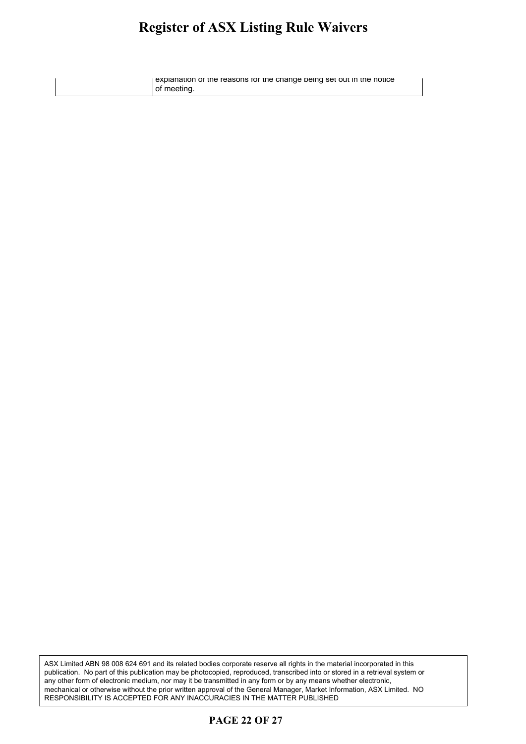|  | explanation of the reasons for the change being set out in the notice of meeting. |
| --- | --- |

ASX Limited ABN 98 008 624 691 and its related bodies corporate reserve all rights in the material incorporated in this publication. No part of this publication may be photocopied, reproduced, transcribed into or stored in a retrieval system or any other form of electronic medium, nor may it be transmitted in any form or by any means whether electronic, mechanical or otherwise without the prior written approval of the General Manager, Market Information, ASX Limited. NO RESPONSIBILITY IS ACCEPTED FOR ANY INACCURACIES IN THE MATTER PUBLISHED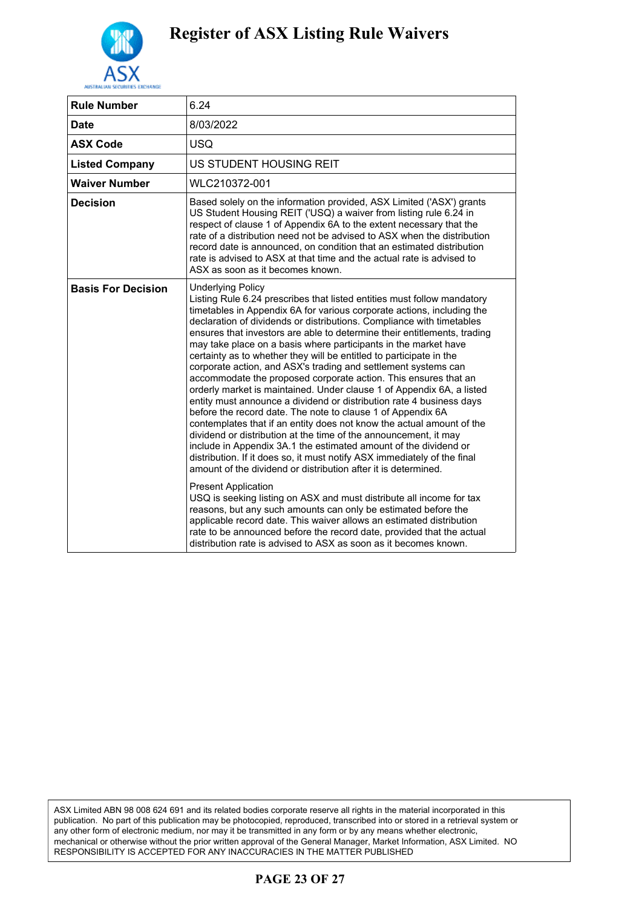# Register of ASX Listing Rule Waivers

| Rule Number | 6.24 |
|---|---|
| Date | 8/03/2022 |
| ASX Code | USQ |
| Listed Company | US STUDENT HOUSING REIT |
| Waiver Number | WLC210372-001 |
| Decision | Based solely on the information provided, ASX Limited ('ASX') grants US Student Housing REIT ('USQ') a waiver from listing rule 6.24 in respect of clause 1 of Appendix 6A to the extent necessary that the rate of a distribution need not be advised to ASX when the distribution record date is announced, on condition that an estimated distribution rate is advised to ASX at that time and the actual rate is advised to ASX as soon as it becomes known. |
| Basis For Decision | Underlying Policy<br>Listing Rule 6.24 prescribes that listed entities must follow mandatory timetables in Appendix 6A for various corporate actions, including the declaration of dividends or distributions. Compliance with timetables ensures that investors are able to determine their entitlements, trading may take place on a basis where participants in the market have certainty as to whether they will be entitled to participate in the corporate action, and ASX's trading and settlement systems can accommodate the proposed corporate action. This ensures that an orderly market is maintained. Under clause 1 of Appendix 6A, a listed entity must announce a dividend or distribution rate 4 business days before the record date. The note to clause 1 of Appendix 6A contemplates that if an entity does not know the actual amount of the dividend or distribution at the time of the announcement, it may include in Appendix 3A.1 the estimated amount of the dividend or distribution. If it does so, it must notify ASX immediately of the final amount of the dividend or distribution after it is determined.<br><br>Present Application<br>USQ is seeking listing on ASX and must distribute all income for tax reasons, but any such amounts can only be estimated before the applicable record date. This waiver allows an estimated distribution rate to be announced before the record date, provided that the actual distribution rate is advised to ASX as soon as it becomes known. |

ASX Limited ABN 98 008 624 691 and its related bodies corporate reserve all rights in the material incorporated in this publication. No part of this publication may be photocopied, reproduced, transcribed into or stored in a retrieval system or any other form of electronic medium, nor may it be transmitted in any form or by any means whether electronic, mechanical or otherwise without the prior written approval of the General Manager, Market Information, ASX Limited. NO RESPONSIBILITY IS ACCEPTED FOR ANY INACCURACIES IN THE MATTER PUBLISHED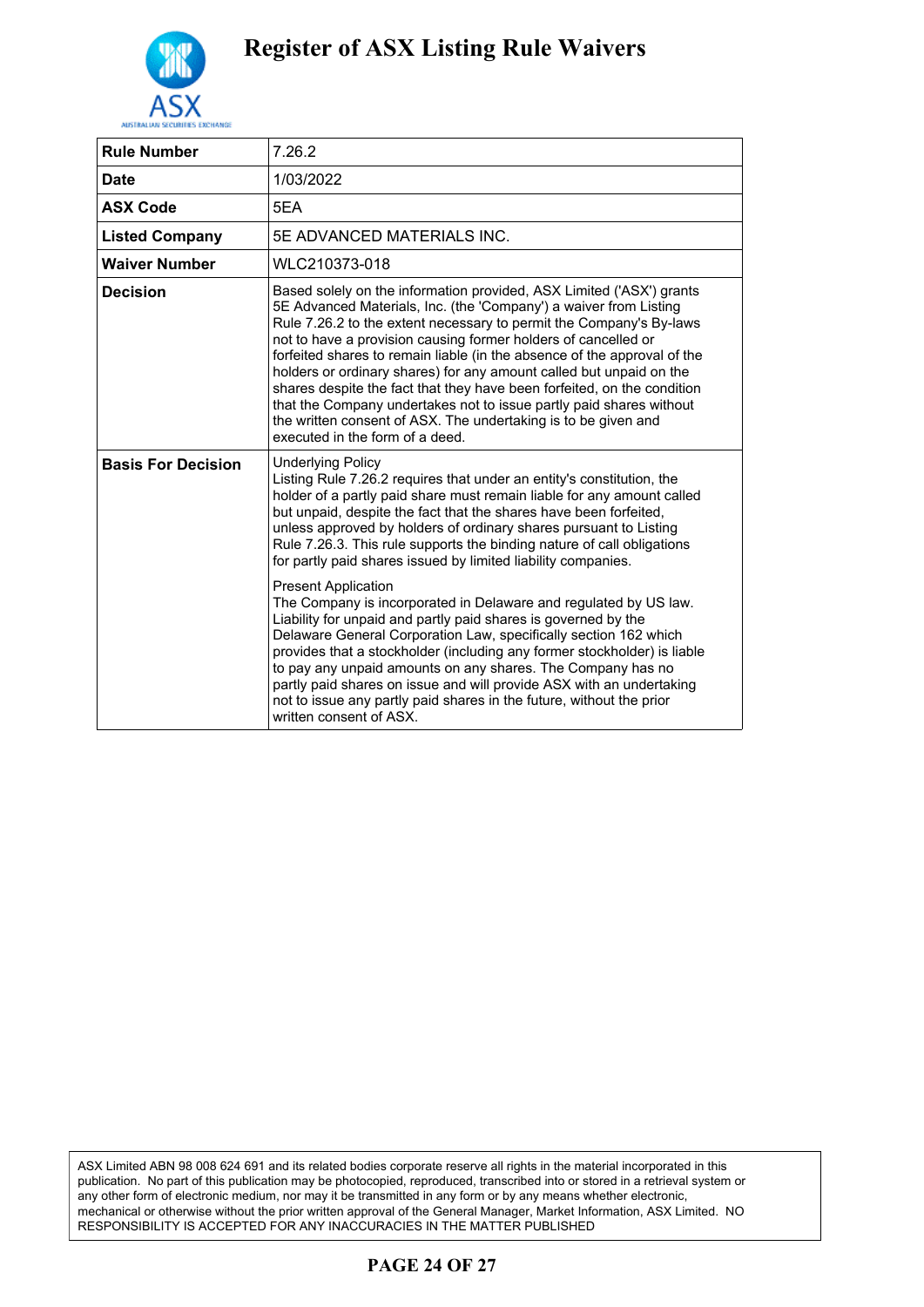# Register of ASX Listing Rule Waivers

| Rule Number | 7.26.2 |
|---|---|
| Date | 1/03/2022 |
| ASX Code | 5EA |
| Listed Company | 5E ADVANCED MATERIALS INC. |
| Waiver Number | WLC210373-018 |
| Decision | Based solely on the information provided, ASX Limited ('ASX') grants 5E Advanced Materials, Inc. (the 'Company') a waiver from Listing Rule 7.26.2 to the extent necessary to permit the Company's By-laws not to have a provision causing former holders of cancelled or forfeited shares to remain liable (in the absence of the approval of the holders or ordinary shares) for any amount called but unpaid on the shares despite the fact that they have been forfeited, on the condition that the Company undertakes not to issue partly paid shares without the written consent of ASX. The undertaking is to be given and executed in the form of a deed. |
| Basis For Decision | Underlying Policy<br>Listing Rule 7.26.2 requires that under an entity's constitution, the holder of a partly paid share must remain liable for any amount called but unpaid, despite the fact that the shares have been forfeited, unless approved by holders of ordinary shares pursuant to Listing Rule 7.26.3. This rule supports the binding nature of call obligations for partly paid shares issued by limited liability companies.<br><br>Present Application<br>The Company is incorporated in Delaware and regulated by US law. Liability for unpaid and partly paid shares is governed by the Delaware General Corporation Law, specifically section 162 which provides that a stockholder (including any former stockholder) is liable to pay any unpaid amounts on any shares. The Company has no partly paid shares on issue and will provide ASX with an undertaking not to issue any partly paid shares in the future, without the prior written consent of ASX. |

ASX Limited ABN 98 008 624 691 and its related bodies corporate reserve all rights in the material incorporated in this publication. No part of this publication may be photocopied, reproduced, transcribed into or stored in a retrieval system or any other form of electronic medium, nor may it be transmitted in any form or by any means whether electronic, mechanical or otherwise without the prior written approval of the General Manager, Market Information, ASX Limited. NO RESPONSIBILITY IS ACCEPTED FOR ANY INACCURACIES IN THE MATTER PUBLISHED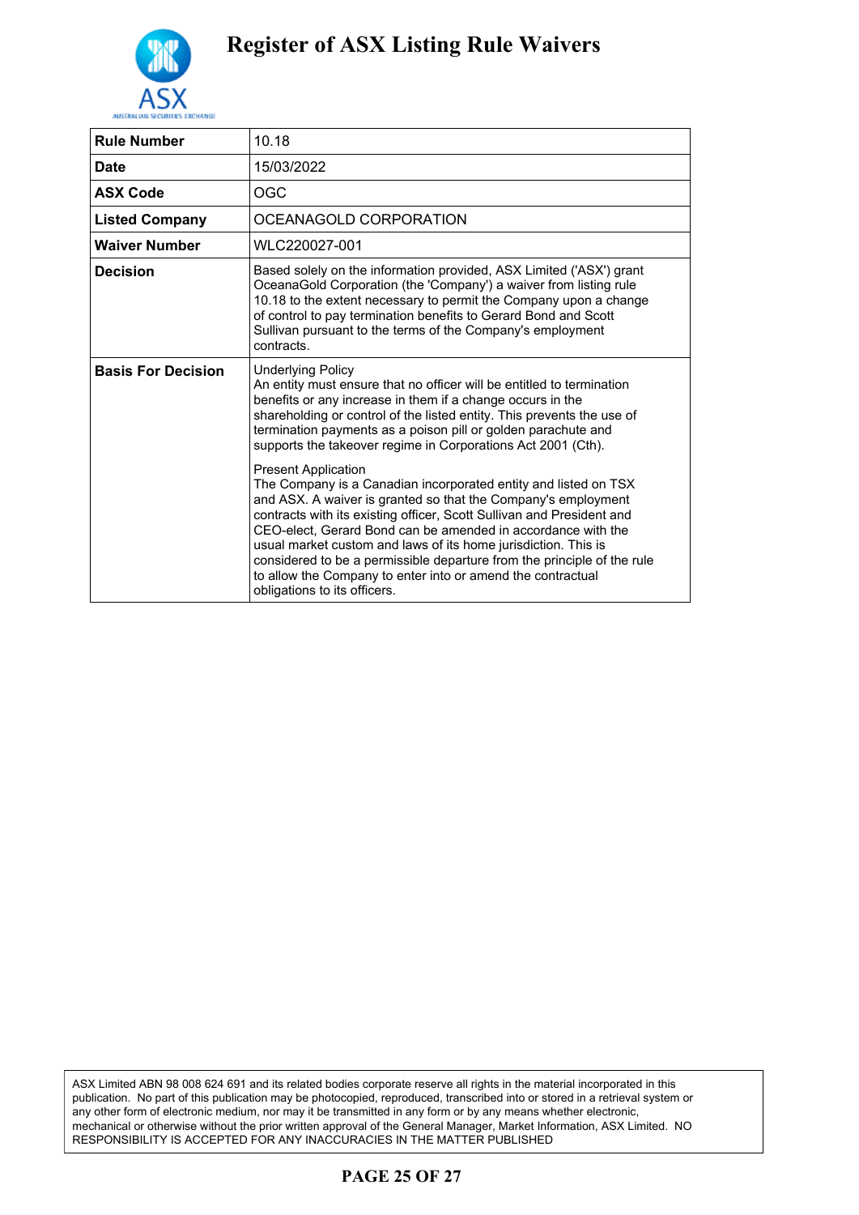# Register of ASX Listing Rule Waivers

| Rule Number | 10.18 |
|---|---|
| Date | 15/03/2022 |
| ASX Code | OGC |
| Listed Company | OCEANAGOLD CORPORATION |
| Waiver Number | WLC220027-001 |
| Decision | Based solely on the information provided, ASX Limited ('ASX') grant OceanaGold Corporation (the 'Company') a waiver from listing rule 10.18 to the extent necessary to permit the Company upon a change of control to pay termination benefits to Gerard Bond and Scott Sullivan pursuant to the terms of the Company's employment contracts. |
| Basis For Decision | Underlying Policy<br>An entity must ensure that no officer will be entitled to termination benefits or any increase in them if a change occurs in the shareholding or control of the listed entity. This prevents the use of termination payments as a poison pill or golden parachute and supports the takeover regime in Corporations Act 2001 (Cth).<br><br>Present Application<br>The Company is a Canadian incorporated entity and listed on TSX and ASX. A waiver is granted so that the Company's employment contracts with its existing officer, Scott Sullivan and President and CEO-elect, Gerard Bond can be amended in accordance with the usual market custom and laws of its home jurisdiction. This is considered to be a permissible departure from the principle of the rule to allow the Company to enter into or amend the contractual obligations to its officers. |

ASX Limited ABN 98 008 624 691 and its related bodies corporate reserve all rights in the material incorporated in this publication. No part of this publication may be photocopied, reproduced, transcribed into or stored in a retrieval system or any other form of electronic medium, nor may it be transmitted in any form or by any means whether electronic, mechanical or otherwise without the prior written approval of the General Manager, Market Information, ASX Limited. NO RESPONSIBILITY IS ACCEPTED FOR ANY INACCURACIES IN THE MATTER PUBLISHED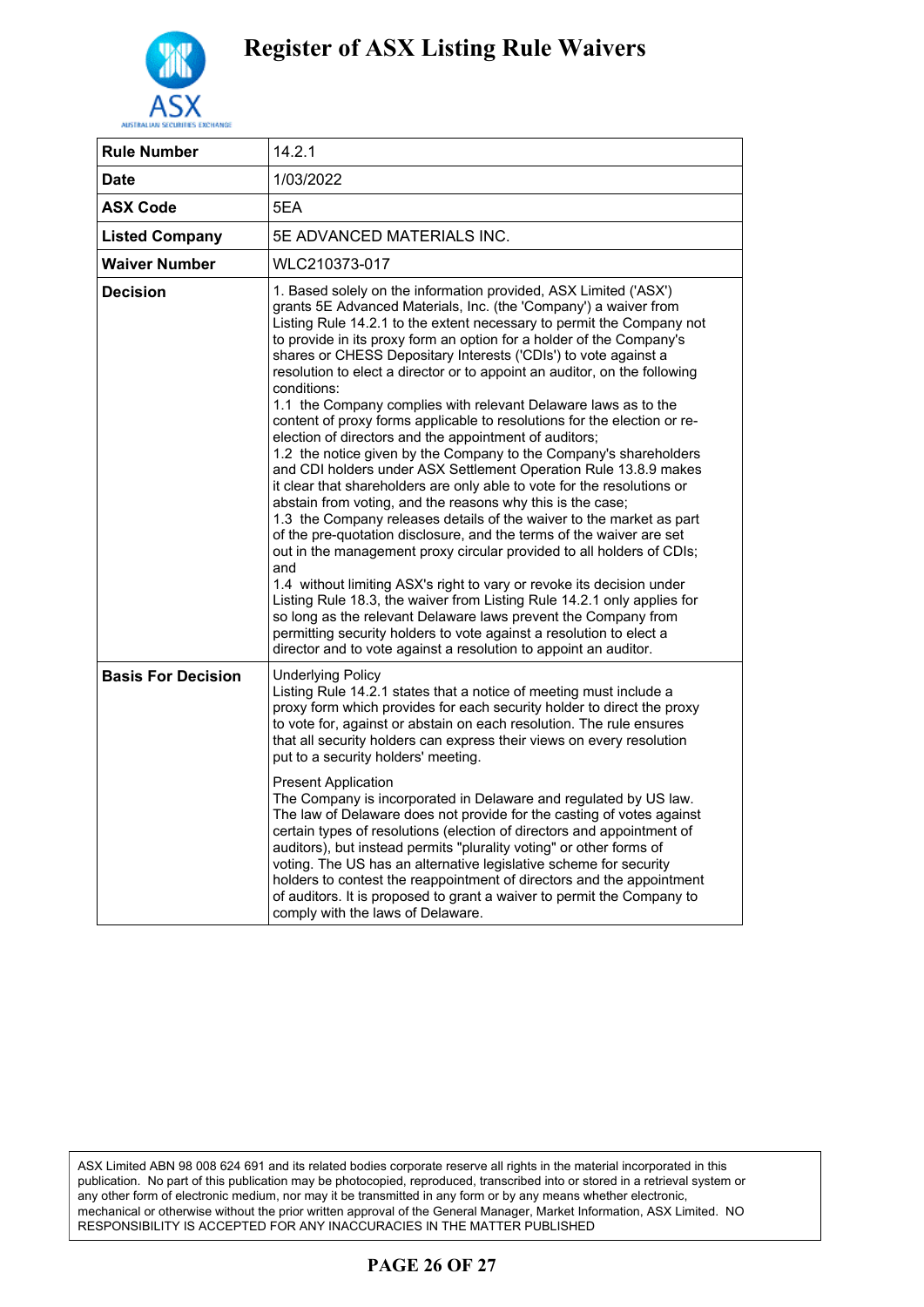# Register of ASX Listing Rule Waivers

| Rule Number | 14.2.1 |
|---|---|
| Date | 1/03/2022 |
| ASX Code | 5EA |
| Listed Company | 5E ADVANCED MATERIALS INC. |
| Waiver Number | WLC210373-017 |
| Decision | 1. Based solely on the information provided, ASX Limited ('ASX') grants 5E Advanced Materials, Inc. (the 'Company') a waiver from Listing Rule 14.2.1 to the extent necessary to permit the Company not to provide in its proxy form an option for a holder of the Company's shares or CHESS Depositary Interests ('CDIs') to vote against a resolution to elect a director or to appoint an auditor, on the following conditions:<br>1.1 the Company complies with relevant Delaware laws as to the content of proxy forms applicable to resolutions for the election or re-election of directors and the appointment of auditors;<br>1.2 the notice given by the Company to the Company's shareholders and CDI holders under ASX Settlement Operation Rule 13.8.9 makes it clear that shareholders are only able to vote for the resolutions or abstain from voting, and the reasons why this is the case;<br>1.3 the Company releases details of the waiver to the market as part of the pre-quotation disclosure, and the terms of the waiver are set out in the management proxy circular provided to all holders of CDIs; and<br>1.4 without limiting ASX's right to vary or revoke its decision under Listing Rule 18.3, the waiver from Listing Rule 14.2.1 only applies for so long as the relevant Delaware laws prevent the Company from permitting security holders to vote against a resolution to elect a director and to vote against a resolution to appoint an auditor. |
| Basis For Decision | Underlying Policy<br>Listing Rule 14.2.1 states that a notice of meeting must include a proxy form which provides for each security holder to direct the proxy to vote for, against or abstain on each resolution. The rule ensures that all security holders can express their views on every resolution put to a security holders' meeting.<br><br>Present Application<br>The Company is incorporated in Delaware and regulated by US law. The law of Delaware does not provide for the casting of votes against certain types of resolutions (election of directors and appointment of auditors), but instead permits "plurality voting" or other forms of voting. The US has an alternative legislative scheme for security holders to contest the reappointment of directors and the appointment of auditors. It is proposed to grant a waiver to permit the Company to comply with the laws of Delaware. |

ASX Limited ABN 98 008 624 691 and its related bodies corporate reserve all rights in the material incorporated in this publication. No part of this publication may be photocopied, reproduced, transcribed into or stored in a retrieval system or any other form of electronic medium, nor may it be transmitted in any form or by any means whether electronic, mechanical or otherwise without the prior written approval of the General Manager, Market Information, ASX Limited. NO RESPONSIBILITY IS ACCEPTED FOR ANY INACCURACIES IN THE MATTER PUBLISHED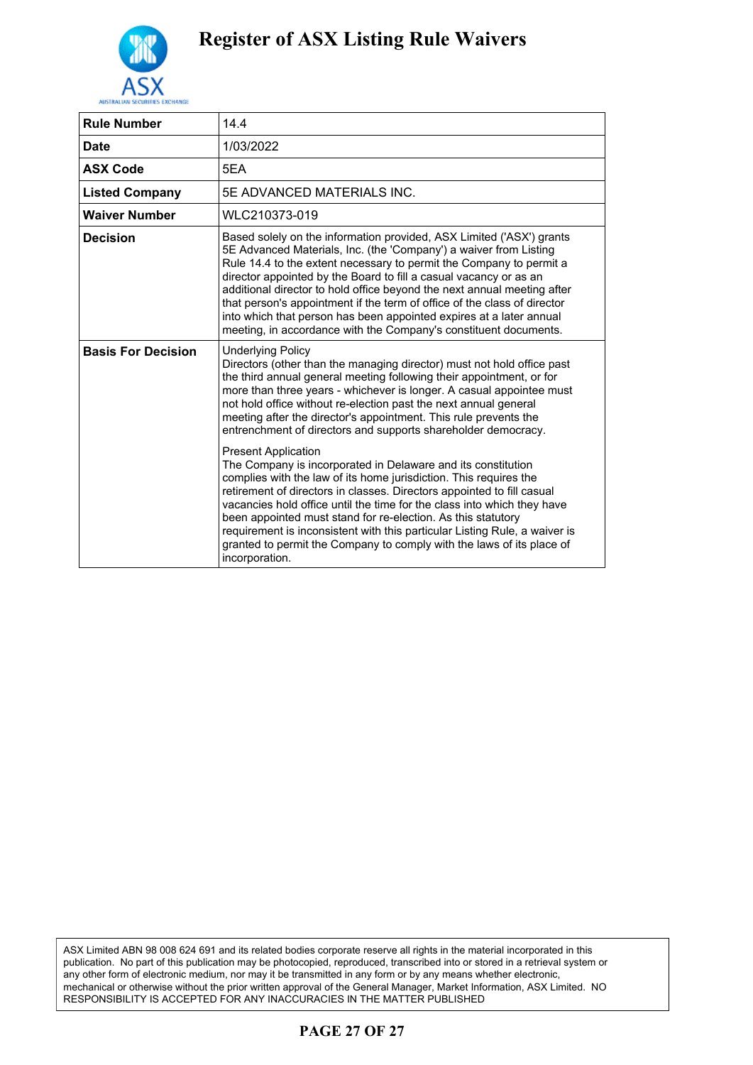# Register of ASX Listing Rule Waivers

| | |
|---|---|
| **Rule Number** | 14.4 |
| **Date** | 1/03/2022 |
| **ASX Code** | 5EA |
| **Listed Company** | 5E ADVANCED MATERIALS INC. |
| **Waiver Number** | WLC210373-019 |
| **Decision** | Based solely on the information provided, ASX Limited ('ASX') grants 5E Advanced Materials, Inc. (the 'Company') a waiver from Listing Rule 14.4 to the extent necessary to permit the Company to permit a director appointed by the Board to fill a casual vacancy or as an additional director to hold office beyond the next annual meeting after that person's appointment if the term of office of the class of director into which that person has been appointed expires at a later annual meeting, in accordance with the Company's constituent documents. |
| **Basis For Decision** | Underlying Policy<br>Directors (other than the managing director) must not hold office past the third annual general meeting following their appointment, or for more than three years - whichever is longer. A casual appointee must not hold office without re-election past the next annual general meeting after the director's appointment. This rule prevents the entrenchment of directors and supports shareholder democracy.<br><br>Present Application<br>The Company is incorporated in Delaware and its constitution complies with the law of its home jurisdiction. This requires the retirement of directors in classes. Directors appointed to fill casual vacancies hold office until the time for the class into which they have been appointed must stand for re-election. As this statutory requirement is inconsistent with this particular Listing Rule, a waiver is granted to permit the Company to comply with the laws of its place of incorporation. |

ASX Limited ABN 98 008 624 691 and its related bodies corporate reserve all rights in the material incorporated in this publication. No part of this publication may be photocopied, reproduced, transcribed into or stored in a retrieval system or any other form of electronic medium, nor may it be transmitted in any form or by any means whether electronic, mechanical or otherwise without the prior written approval of the General Manager, Market Information, ASX Limited. NO RESPONSIBILITY IS ACCEPTED FOR ANY INACCURACIES IN THE MATTER PUBLISHED